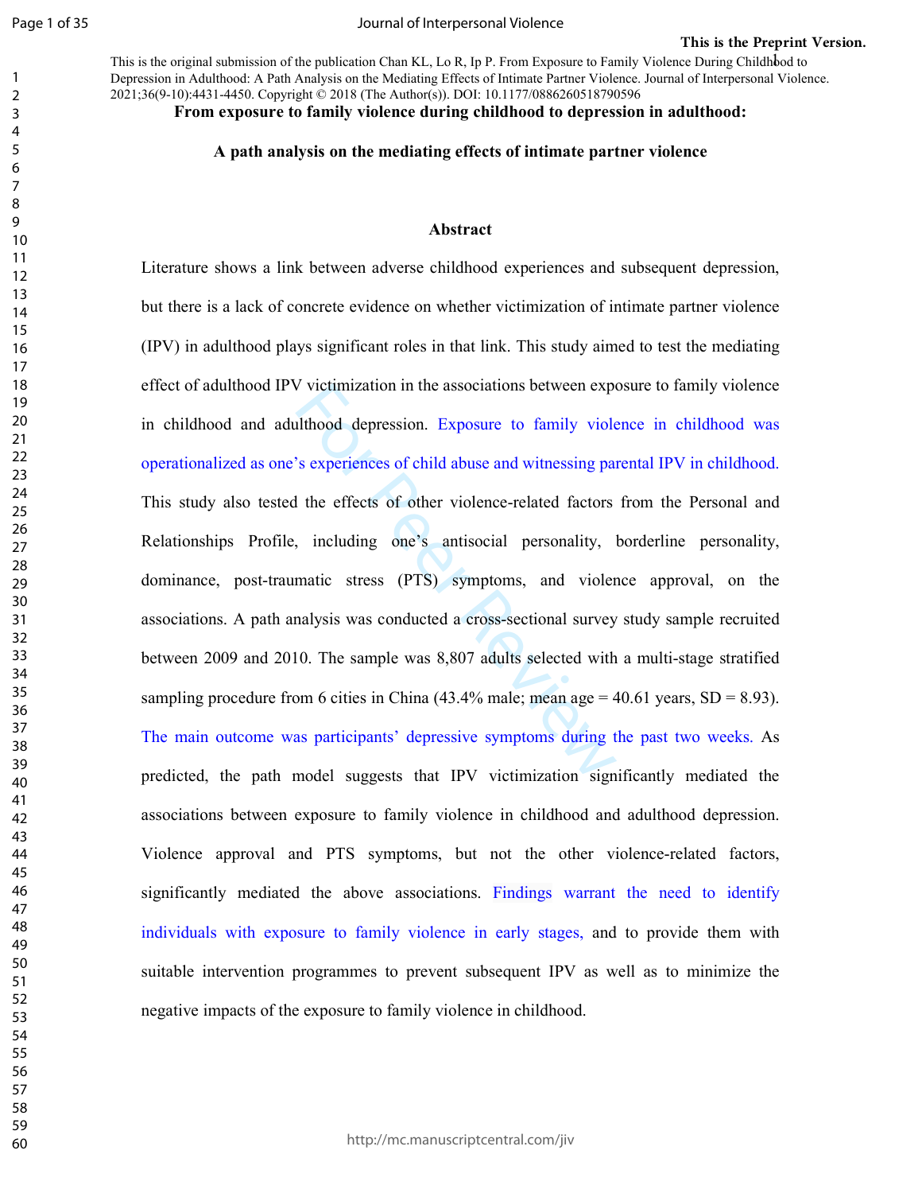This is the Preprint Version.

This is the original submission of the publication Chan KL, Lo R, Ip P. From Exposure to Family Violence During Childhood to Depression in Adulthood: A Path Analysis on the Mediating Effects of Intimate Partner Violence. Journal of Interpersonal Violence. 2021;36(9-10):4431-4450. Copyright © 2018 (The Author(s)). DOI: 10.1177/0886260518790596

# From exposure to family violence during childhood to depression in adulthood: A path analysis on the mediating effects of intimate partner violence

## Abstract

Literature shows a link between adverse childhood experiences and subsequent depression, but there is a lack of concrete evidence on whether victimization of intimate partner violence (IPV) in adulthood plays significant roles in that link. This study aimed to test the mediating effect of adulthood IPV victimization in the associations between exposure to family violence in childhood and adulthood depression. Exposure to family violence in childhood was operationalized as one's experiences of child abuse and witnessing parental IPV in childhood. This study also tested the effects of other violence-related factors from the Personal and Relationships Profile, including one's antisocial personality, borderline personality, dominance, post-traumatic stress (PTS) symptoms, and violence approval, on the associations. A path analysis was conducted a cross-sectional survey study sample recruited between 2009 and 2010. The sample was 8,807 adults selected with a multi-stage stratified sampling procedure from 6 cities in China (43.4% male; mean age = 40.61 years, SD = 8.93). The main outcome was participants' depressive symptoms during the past two weeks. As predicted, the path model suggests that IPV victimization significantly mediated the associations between exposure to family violence in childhood and adulthood depression. Violence approval and PTS symptoms, but not the other violence-related factors, significantly mediated the above associations. Findings warrant the need to identify individuals with exposure to family violence in early stages, and to provide them with suitable intervention programmes to prevent subsequent IPV as well as to minimize the negative impacts of the exposure to family violence in childhood.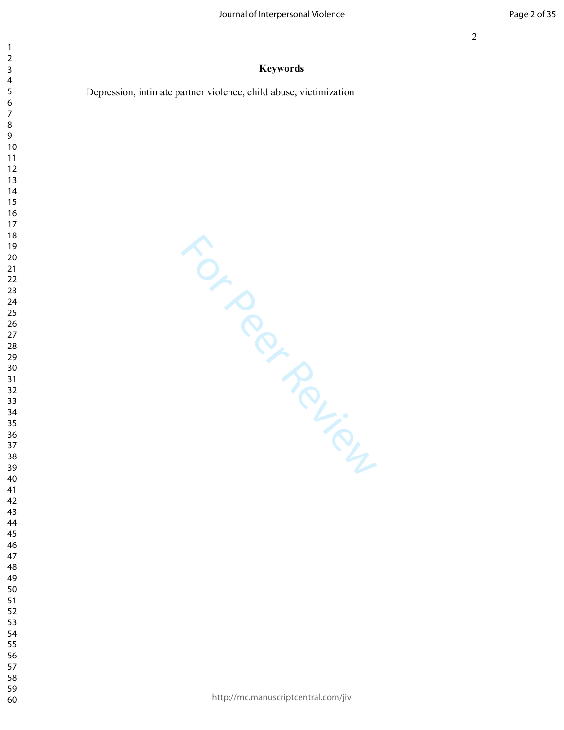**Keywords**

Depression, intimate partner violence, child abuse, victimization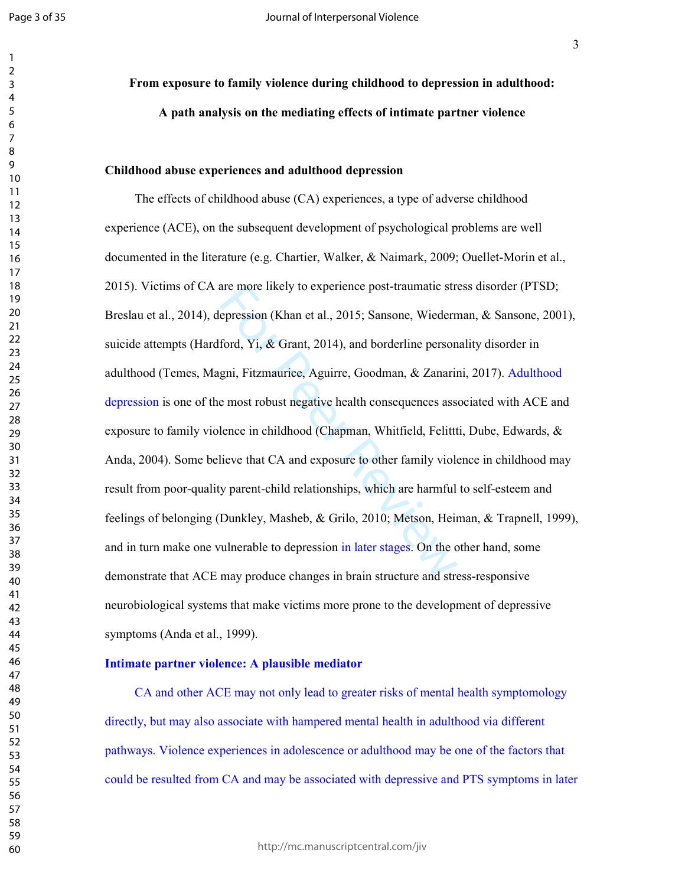**From exposure to family violence during childhood to depression in adulthood: A path analysis on the mediating effects of intimate partner violence**

## Childhood abuse experiences and adulthood depression

The effects of childhood abuse (CA) experiences, a type of adverse childhood experience (ACE), on the subsequent development of psychological problems are well documented in the literature (e.g. Chartier, Walker, & Naimark, 2009; Ouellet-Morin et al., 2015). Victims of CA are more likely to experience post-traumatic stress disorder (PTSD; Breslau et al., 2014), depression (Khan et al., 2015; Sansone, Wiederman, & Sansone, 2001), suicide attempts (Hardford, Yi, & Grant, 2014), and borderline personality disorder in adulthood (Temes, Magni, Fitzmaurice, Aguirre, Goodman, & Zanarini, 2017). Adulthood depression is one of the most robust negative health consequences associated with ACE and exposure to family violence in childhood (Chapman, Whitfield, Felittti, Dube, Edwards, & Anda, 2004). Some believe that CA and exposure to other family violence in childhood may result from poor-quality parent-child relationships, which are harmful to self-esteem and feelings of belonging (Dunkley, Masheb, & Grilo, 2010; Metson, Heiman, & Trapnell, 1999), and in turn make one vulnerable to depression in later stages. On the other hand, some demonstrate that ACE may produce changes in brain structure and stress-responsive neurobiological systems that make victims more prone to the development of depressive symptoms (Anda et al., 1999).

## Intimate partner violence: A plausible mediator

CA and other ACE may not only lead to greater risks of mental health symptomology directly, but may also associate with hampered mental health in adulthood via different pathways. Violence experiences in adolescence or adulthood may be one of the factors that could be resulted from CA and may be associated with depressive and PTS symptoms in later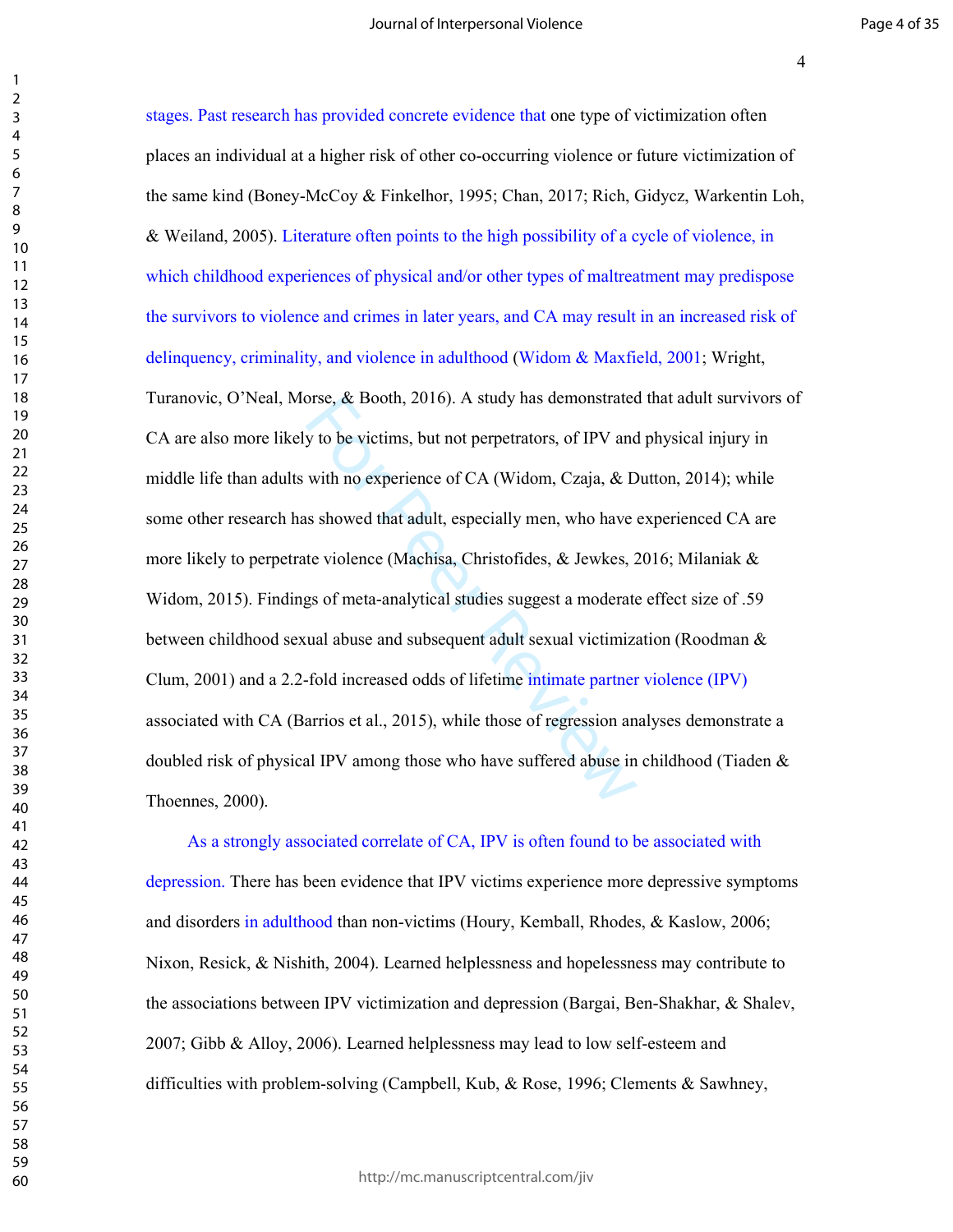stages. Past research has provided concrete evidence that one type of victimization often places an individual at a higher risk of other co-occurring violence or future victimization of the same kind (Boney-McCoy & Finkelhor, 1995; Chan, 2017; Rich, Gidycz, Warkentin Loh, & Weiland, 2005). Literature often points to the high possibility of a cycle of violence, in which childhood experiences of physical and/or other types of maltreatment may predispose the survivors to violence and crimes in later years, and CA may result in an increased risk of delinquency, criminality, and violence in adulthood (Widom & Maxfield, 2001; Wright, Turanovic, O'Neal, Morse, & Booth, 2016). A study has demonstrated that adult survivors of CA are also more likely to be victims, but not perpetrators, of IPV and physical injury in middle life than adults with no experience of CA (Widom, Czaja, & Dutton, 2014); while some other research has showed that adult, especially men, who have experienced CA are more likely to perpetrate violence (Machisa, Christofides, & Jewkes, 2016; Milaniak & Widom, 2015). Findings of meta-analytical studies suggest a moderate effect size of .59 between childhood sexual abuse and subsequent adult sexual victimization (Roodman & Clum, 2001) and a 2.2-fold increased odds of lifetime intimate partner violence (IPV) associated with CA (Barrios et al., 2015), while those of regression analyses demonstrate a doubled risk of physical IPV among those who have suffered abuse in childhood (Tiaden & Thoennes, 2000).

As a strongly associated correlate of CA, IPV is often found to be associated with depression. There has been evidence that IPV victims experience more depressive symptoms and disorders in adulthood than non-victims (Houry, Kemball, Rhodes, & Kaslow, 2006; Nixon, Resick, & Nishith, 2004). Learned helplessness and hopelessness may contribute to the associations between IPV victimization and depression (Bargai, Ben-Shakhar, & Shalev, 2007; Gibb & Alloy, 2006). Learned helplessness may lead to low self-esteem and difficulties with problem-solving (Campbell, Kub, & Rose, 1996; Clements & Sawhney,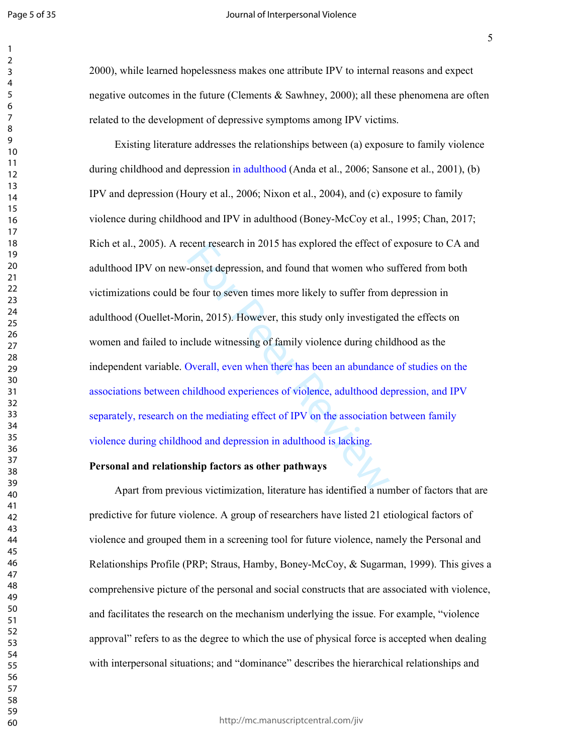2000), while learned hopelessness makes one attribute IPV to internal reasons and expect negative outcomes in the future (Clements & Sawhney, 2000); all these phenomena are often related to the development of depressive symptoms among IPV victims.

Existing literature addresses the relationships between (a) exposure to family violence during childhood and depression in adulthood (Anda et al., 2006; Sansone et al., 2001), (b) IPV and depression (Houry et al., 2006; Nixon et al., 2004), and (c) exposure to family violence during childhood and IPV in adulthood (Boney-McCoy et al., 1995; Chan, 2017; Rich et al., 2005). A recent research in 2015 has explored the effect of exposure to CA and adulthood IPV on new-onset depression, and found that women who suffered from both victimizations could be four to seven times more likely to suffer from depression in adulthood (Ouellet-Morin, 2015). However, this study only investigated the effects on women and failed to include witnessing of family violence during childhood as the independent variable. Overall, even when there has been an abundance of studies on the associations between childhood experiences of violence, adulthood depression, and IPV separately, research on the mediating effect of IPV on the association between family violence during childhood and depression in adulthood is lacking.

**Personal and relationship factors as other pathways**

Apart from previous victimization, literature has identified a number of factors that are predictive for future violence. A group of researchers have listed 21 etiological factors of violence and grouped them in a screening tool for future violence, namely the Personal and Relationships Profile (PRP; Straus, Hamby, Boney-McCoy, & Sugarman, 1999). This gives a comprehensive picture of the personal and social constructs that are associated with violence, and facilitates the research on the mechanism underlying the issue. For example, "violence approval" refers to as the degree to which the use of physical force is accepted when dealing with interpersonal situations; and "dominance" describes the hierarchical relationships and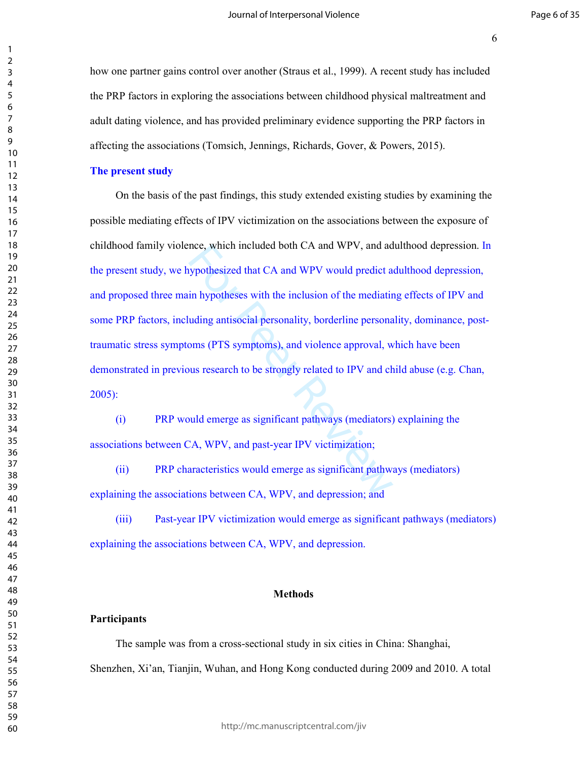how one partner gains control over another (Straus et al., 1999). A recent study has included the PRP factors in exploring the associations between childhood physical maltreatment and adult dating violence, and has provided preliminary evidence supporting the PRP factors in affecting the associations (Tomsich, Jennings, Richards, Gover, & Powers, 2015).

## The present study

On the basis of the past findings, this study extended existing studies by examining the possible mediating effects of IPV victimization on the associations between the exposure of childhood family violence, which included both CA and WPV, and adulthood depression. In the present study, we hypothesized that CA and WPV would predict adulthood depression, and proposed three main hypotheses with the inclusion of the mediating effects of IPV and some PRP factors, including antisocial personality, borderline personality, dominance, post-traumatic stress symptoms (PTS symptoms), and violence approval, which have been demonstrated in previous research to be strongly related to IPV and child abuse (e.g. Chan, 2005):

(i) PRP would emerge as significant pathways (mediators) explaining the associations between CA, WPV, and past-year IPV victimization;

(ii) PRP characteristics would emerge as significant pathways (mediators) explaining the associations between CA, WPV, and depression; and

(iii) Past-year IPV victimization would emerge as significant pathways (mediators) explaining the associations between CA, WPV, and depression.

# Methods

## Participants

The sample was from a cross-sectional study in six cities in China: Shanghai, Shenzhen, Xi'an, Tianjin, Wuhan, and Hong Kong conducted during 2009 and 2010. A total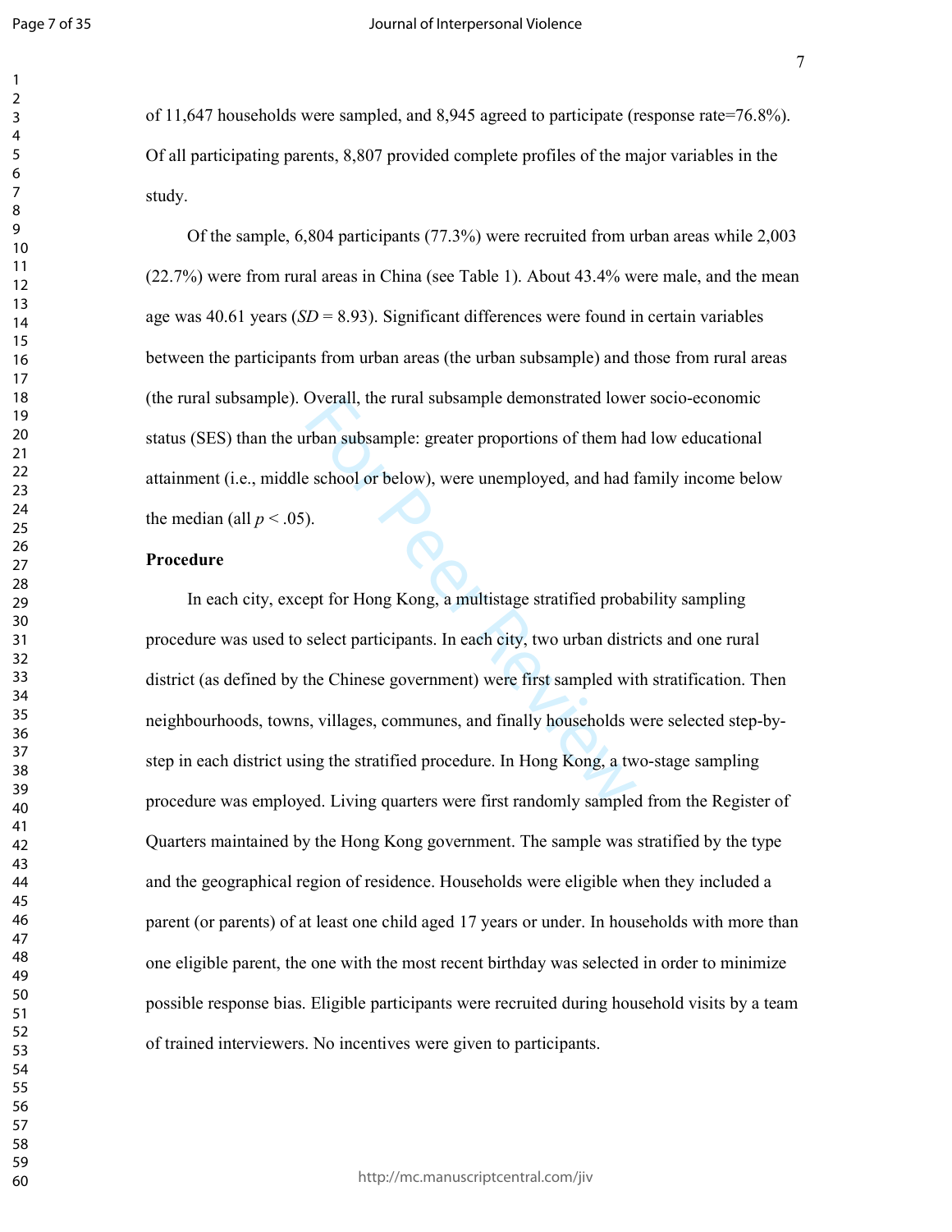of 11,647 households were sampled, and 8,945 agreed to participate (response rate=76.8%). Of all participating parents, 8,807 provided complete profiles of the major variables in the study.

Of the sample, 6,804 participants (77.3%) were recruited from urban areas while 2,003 (22.7%) were from rural areas in China (see Table 1). About 43.4% were male, and the mean age was 40.61 years ($SD$ = 8.93). Significant differences were found in certain variables between the participants from urban areas (the urban subsample) and those from rural areas (the rural subsample). Overall, the rural subsample demonstrated lower socio-economic status (SES) than the urban subsample: greater proportions of them had low educational attainment (i.e., middle school or below), were unemployed, and had family income below the median (all $p < .05$).

**Procedure**

In each city, except for Hong Kong, a multistage stratified probability sampling procedure was used to select participants. In each city, two urban districts and one rural district (as defined by the Chinese government) were first sampled with stratification. Then neighbourhoods, towns, villages, communes, and finally households were selected step-by-step in each district using the stratified procedure. In Hong Kong, a two-stage sampling procedure was employed. Living quarters were first randomly sampled from the Register of Quarters maintained by the Hong Kong government. The sample was stratified by the type and the geographical region of residence. Households were eligible when they included a parent (or parents) of at least one child aged 17 years or under. In households with more than one eligible parent, the one with the most recent birthday was selected in order to minimize possible response bias. Eligible participants were recruited during household visits by a team of trained interviewers. No incentives were given to participants.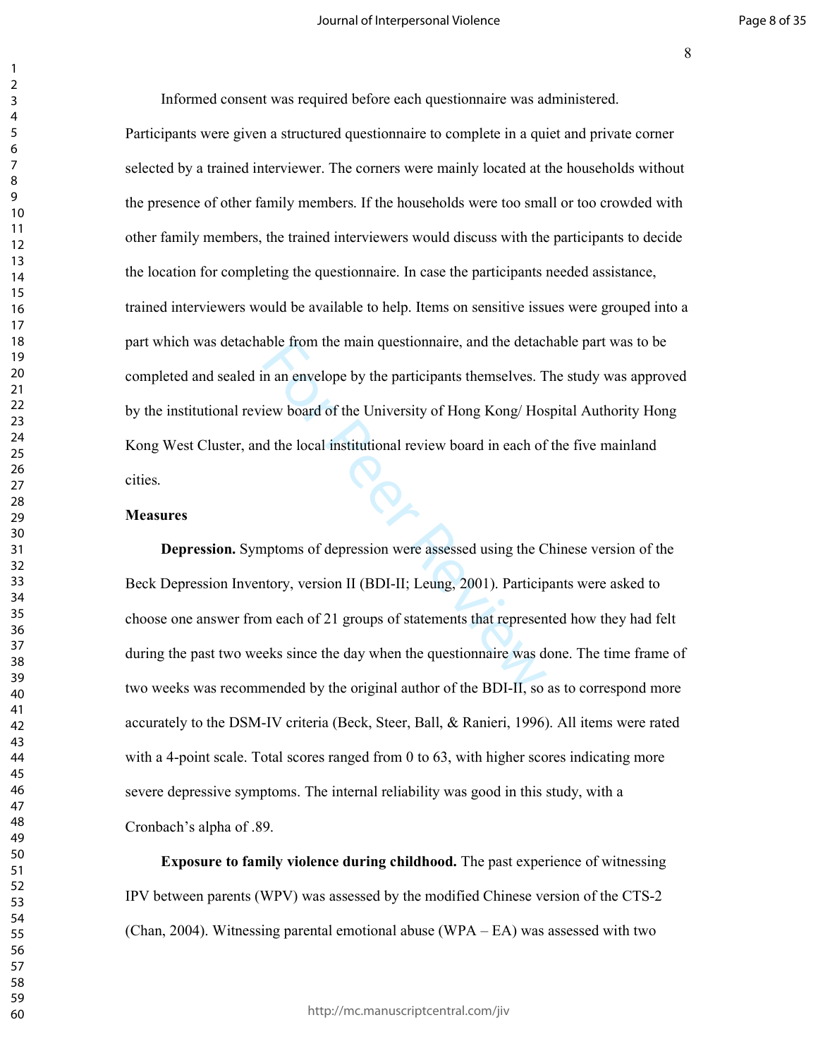Informed consent was required before each questionnaire was administered. Participants were given a structured questionnaire to complete in a quiet and private corner selected by a trained interviewer. The corners were mainly located at the households without the presence of other family members. If the households were too small or too crowded with other family members, the trained interviewers would discuss with the participants to decide the location for completing the questionnaire. In case the participants needed assistance, trained interviewers would be available to help. Items on sensitive issues were grouped into a part which was detachable from the main questionnaire, and the detachable part was to be completed and sealed in an envelope by the participants themselves. The study was approved by the institutional review board of the University of Hong Kong/ Hospital Authority Hong Kong West Cluster, and the local institutional review board in each of the five mainland cities.

### Measures

**Depression.** Symptoms of depression were assessed using the Chinese version of the Beck Depression Inventory, version II (BDI-II; Leung, 2001). Participants were asked to choose one answer from each of 21 groups of statements that represented how they had felt during the past two weeks since the day when the questionnaire was done. The time frame of two weeks was recommended by the original author of the BDI-II, so as to correspond more accurately to the DSM-IV criteria (Beck, Steer, Ball, & Ranieri, 1996). All items were rated with a 4-point scale. Total scores ranged from 0 to 63, with higher scores indicating more severe depressive symptoms. The internal reliability was good in this study, with a Cronbach's alpha of .89.

**Exposure to family violence during childhood.** The past experience of witnessing IPV between parents (WPV) was assessed by the modified Chinese version of the CTS-2 (Chan, 2004). Witnessing parental emotional abuse (WPA – EA) was assessed with two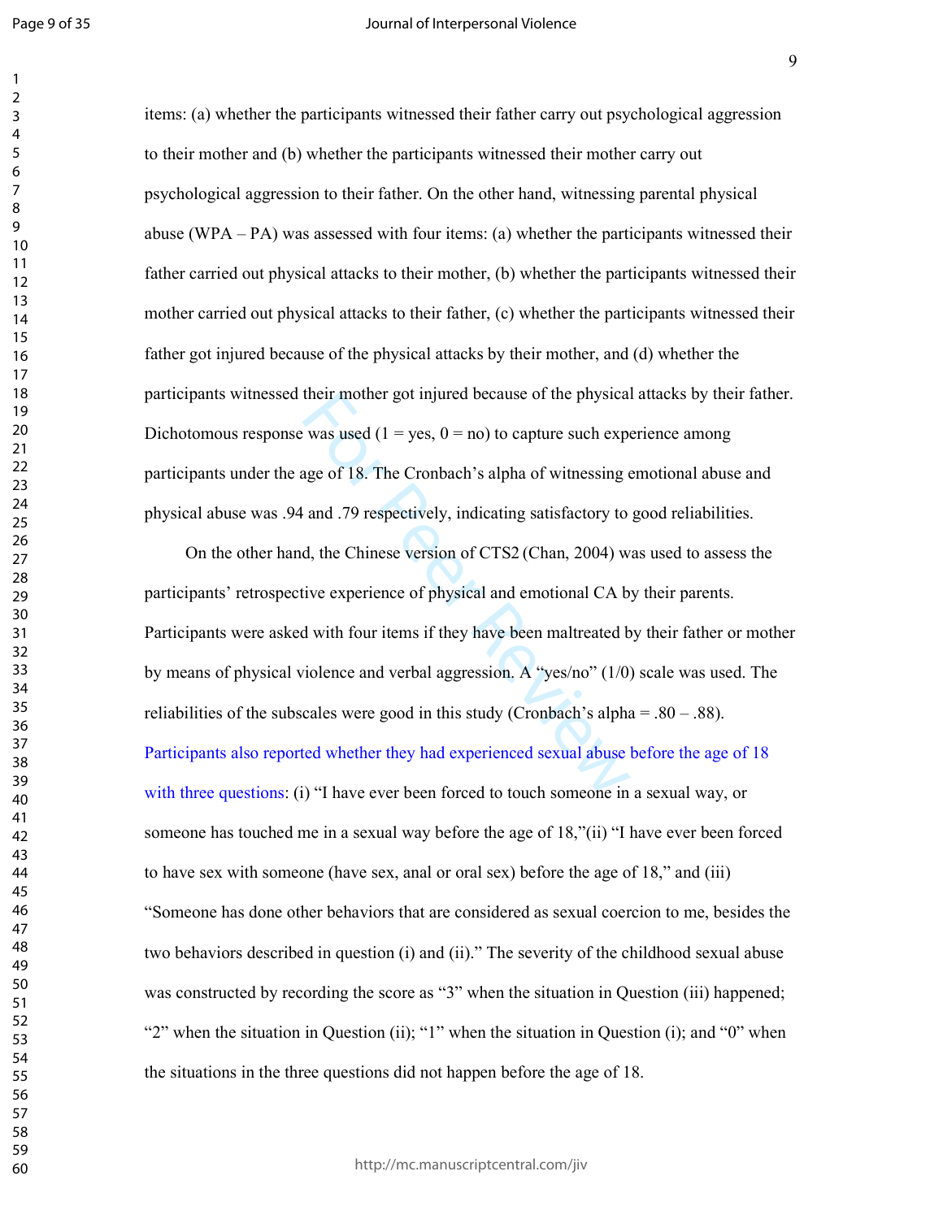items: (a) whether the participants witnessed their father carry out psychological aggression to their mother and (b) whether the participants witnessed their mother carry out psychological aggression to their father. On the other hand, witnessing parental physical abuse (WPA – PA) was assessed with four items: (a) whether the participants witnessed their father carried out physical attacks to their mother, (b) whether the participants witnessed their mother carried out physical attacks to their father, (c) whether the participants witnessed their father got injured because of the physical attacks by their mother, and (d) whether the participants witnessed their mother got injured because of the physical attacks by their father. Dichotomous response was used (1 = yes, 0 = no) to capture such experience among participants under the age of 18. The Cronbach's alpha of witnessing emotional abuse and physical abuse was .94 and .79 respectively, indicating satisfactory to good reliabilities.

On the other hand, the Chinese version of CTS2 (Chan, 2004) was used to assess the participants' retrospective experience of physical and emotional CA by their parents. Participants were asked with four items if they have been maltreated by their father or mother by means of physical violence and verbal aggression. A "yes/no" (1/0) scale was used. The reliabilities of the subscales were good in this study (Cronbach's alpha = .80 – .88). Participants also reported whether they had experienced sexual abuse before the age of 18 with three questions: (i) "I have ever been forced to touch someone in a sexual way, or someone has touched me in a sexual way before the age of 18,"(ii) "I have ever been forced to have sex with someone (have sex, anal or oral sex) before the age of 18," and (iii) "Someone has done other behaviors that are considered as sexual coercion to me, besides the two behaviors described in question (i) and (ii)." The severity of the childhood sexual abuse was constructed by recording the score as "3" when the situation in Question (iii) happened; "2" when the situation in Question (ii); "1" when the situation in Question (i); and "0" when the situations in the three questions did not happen before the age of 18.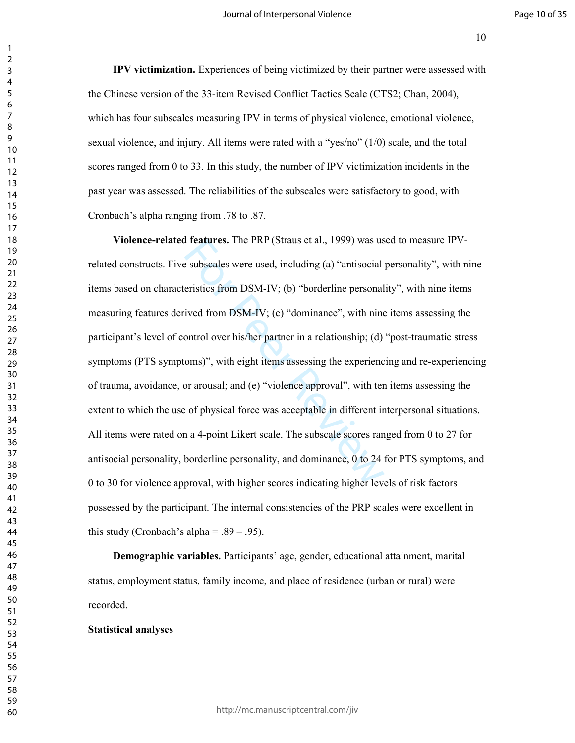**IPV victimization.** Experiences of being victimized by their partner were assessed with the Chinese version of the 33-item Revised Conflict Tactics Scale (CTS2; Chan, 2004), which has four subscales measuring IPV in terms of physical violence, emotional violence, sexual violence, and injury. All items were rated with a "yes/no" (1/0) scale, and the total scores ranged from 0 to 33. In this study, the number of IPV victimization incidents in the past year was assessed. The reliabilities of the subscales were satisfactory to good, with Cronbach's alpha ranging from .78 to .87.

**Violence-related features.** The PRP (Straus et al., 1999) was used to measure IPV-related constructs. Five subscales were used, including (a) "antisocial personality", with nine items based on characteristics from DSM-IV; (b) "borderline personality", with nine items measuring features derived from DSM-IV; (c) "dominance", with nine items assessing the participant's level of control over his/her partner in a relationship; (d) "post-traumatic stress symptoms (PTS symptoms)", with eight items assessing the experiencing and re-experiencing of trauma, avoidance, or arousal; and (e) "violence approval", with ten items assessing the extent to which the use of physical force was acceptable in different interpersonal situations. All items were rated on a 4-point Likert scale. The subscale scores ranged from 0 to 27 for antisocial personality, borderline personality, and dominance, 0 to 24 for PTS symptoms, and 0 to 30 for violence approval, with higher scores indicating higher levels of risk factors possessed by the participant. The internal consistencies of the PRP scales were excellent in this study (Cronbach's alpha = .89 – .95).

**Demographic variables.** Participants' age, gender, educational attainment, marital status, employment status, family income, and place of residence (urban or rural) were recorded.

**Statistical analyses**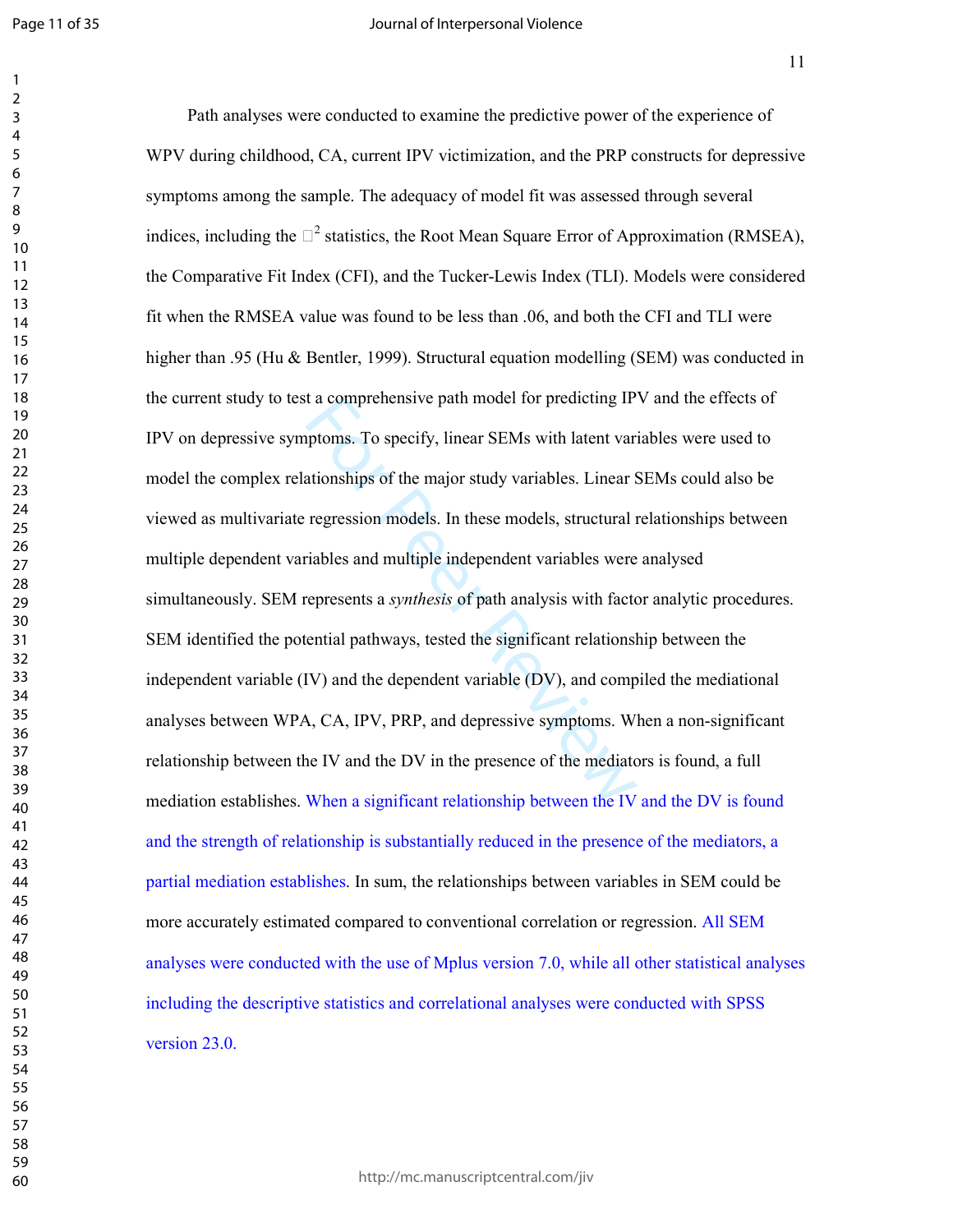Path analyses were conducted to examine the predictive power of the experience of WPV during childhood, CA, current IPV victimization, and the PRP constructs for depressive symptoms among the sample. The adequacy of model fit was assessed through several indices, including the $\chi^2$ statistics, the Root Mean Square Error of Approximation (RMSEA), the Comparative Fit Index (CFI), and the Tucker-Lewis Index (TLI). Models were considered fit when the RMSEA value was found to be less than .06, and both the CFI and TLI were higher than .95 (Hu & Bentler, 1999). Structural equation modelling (SEM) was conducted in the current study to test a comprehensive path model for predicting IPV and the effects of IPV on depressive symptoms. To specify, linear SEMs with latent variables were used to model the complex relationships of the major study variables. Linear SEMs could also be viewed as multivariate regression models. In these models, structural relationships between multiple dependent variables and multiple independent variables were analysed simultaneously. SEM represents a *synthesis* of path analysis with factor analytic procedures. SEM identified the potential pathways, tested the significant relationship between the independent variable (IV) and the dependent variable (DV), and compiled the mediational analyses between WPA, CA, IPV, PRP, and depressive symptoms. When a non-significant relationship between the IV and the DV in the presence of the mediators is found, a full mediation establishes. When a significant relationship between the IV and the DV is found and the strength of relationship is substantially reduced in the presence of the mediators, a partial mediation establishes. In sum, the relationships between variables in SEM could be more accurately estimated compared to conventional correlation or regression. All SEM analyses were conducted with the use of Mplus version 7.0, while all other statistical analyses including the descriptive statistics and correlational analyses were conducted with SPSS version 23.0.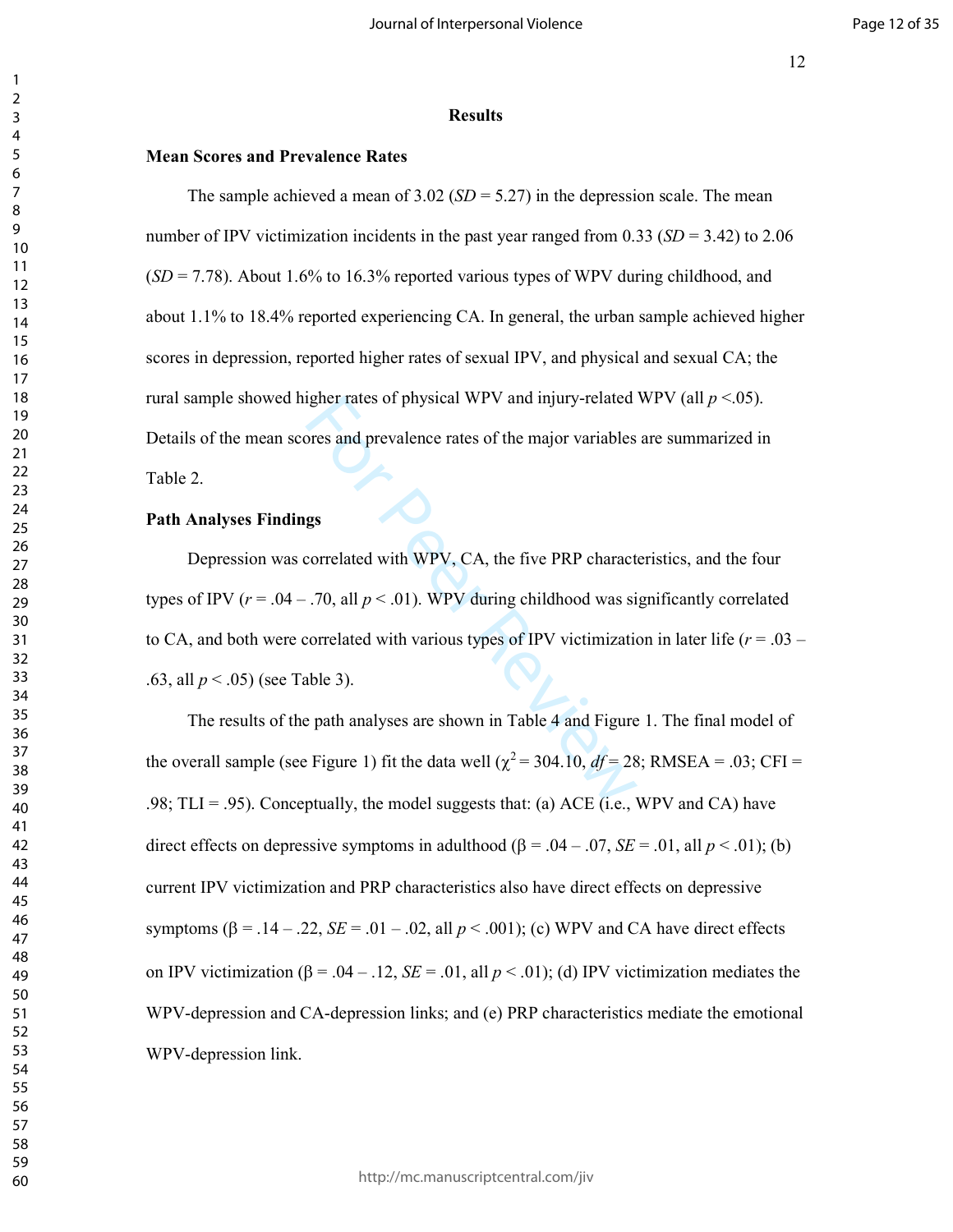# Results

## Mean Scores and Prevalence Rates

The sample achieved a mean of 3.02 (*SD* = 5.27) in the depression scale. The mean number of IPV victimization incidents in the past year ranged from 0.33 (*SD* = 3.42) to 2.06 (*SD* = 7.78). About 1.6% to 16.3% reported various types of WPV during childhood, and about 1.1% to 18.4% reported experiencing CA. In general, the urban sample achieved higher scores in depression, reported higher rates of sexual IPV, and physical and sexual CA; the rural sample showed higher rates of physical WPV and injury-related WPV (all $p < .05$). Details of the mean scores and prevalence rates of the major variables are summarized in Table 2.

## Path Analyses Findings

Depression was correlated with WPV, CA, the five PRP characteristics, and the four types of IPV ($r = .04 – .70$, all $p < .01$). WPV during childhood was significantly correlated to CA, and both were correlated with various types of IPV victimization in later life ($r = .03 – .63$, all $p < .05$) (see Table 3).

The results of the path analyses are shown in Table 4 and Figure 1. The final model of the overall sample (see Figure 1) fit the data well ($\chi^2 = 304.10$, $df = 28$; RMSEA = .03; CFI = .98; TLI = .95). Conceptually, the model suggests that: (a) ACE (i.e., WPV and CA) have direct effects on depressive symptoms in adulthood ($\beta = .04 – .07$, $SE = .01$, all $p < .01$); (b) current IPV victimization and PRP characteristics also have direct effects on depressive symptoms ($\beta = .14 – .22$, $SE = .01 – .02$, all $p < .001$); (c) WPV and CA have direct effects on IPV victimization ($\beta = .04 – .12$, $SE = .01$, all $p < .01$); (d) IPV victimization mediates the WPV-depression and CA-depression links; and (e) PRP characteristics mediate the emotional WPV-depression link.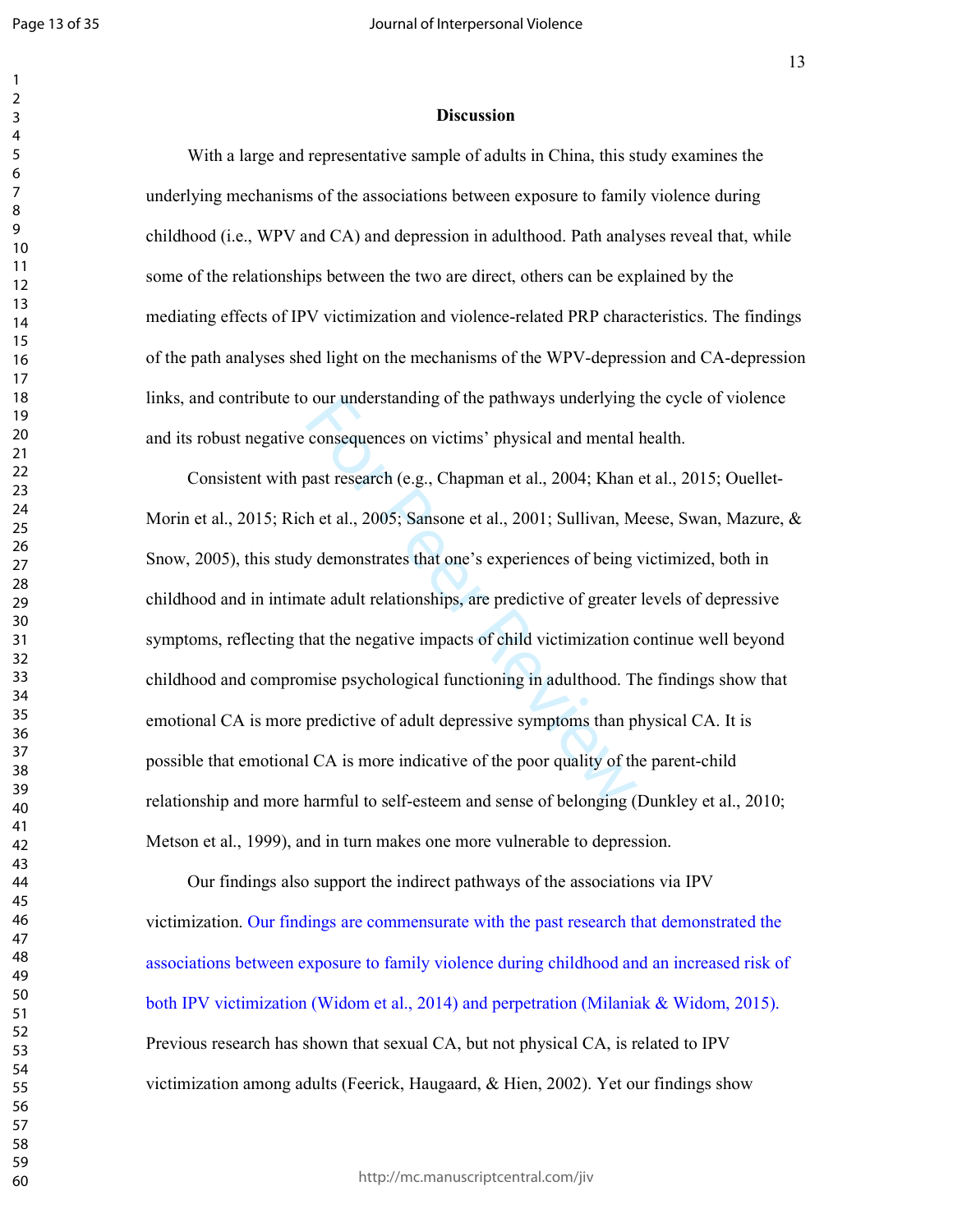## Discussion

With a large and representative sample of adults in China, this study examines the underlying mechanisms of the associations between exposure to family violence during childhood (i.e., WPV and CA) and depression in adulthood. Path analyses reveal that, while some of the relationships between the two are direct, others can be explained by the mediating effects of IPV victimization and violence-related PRP characteristics. The findings of the path analyses shed light on the mechanisms of the WPV-depression and CA-depression links, and contribute to our understanding of the pathways underlying the cycle of violence and its robust negative consequences on victims' physical and mental health.

Consistent with past research (e.g., Chapman et al., 2004; Khan et al., 2015; Ouellet-Morin et al., 2015; Rich et al., 2005; Sansone et al., 2001; Sullivan, Meese, Swan, Mazure, & Snow, 2005), this study demonstrates that one's experiences of being victimized, both in childhood and in intimate adult relationships, are predictive of greater levels of depressive symptoms, reflecting that the negative impacts of child victimization continue well beyond childhood and compromise psychological functioning in adulthood. The findings show that emotional CA is more predictive of adult depressive symptoms than physical CA. It is possible that emotional CA is more indicative of the poor quality of the parent-child relationship and more harmful to self-esteem and sense of belonging (Dunkley et al., 2010; Metson et al., 1999), and in turn makes one more vulnerable to depression.

Our findings also support the indirect pathways of the associations via IPV victimization. Our findings are commensurate with the past research that demonstrated the associations between exposure to family violence during childhood and an increased risk of both IPV victimization (Widom et al., 2014) and perpetration (Milaniak & Widom, 2015). Previous research has shown that sexual CA, but not physical CA, is related to IPV victimization among adults (Feerick, Haugaard, & Hien, 2002). Yet our findings show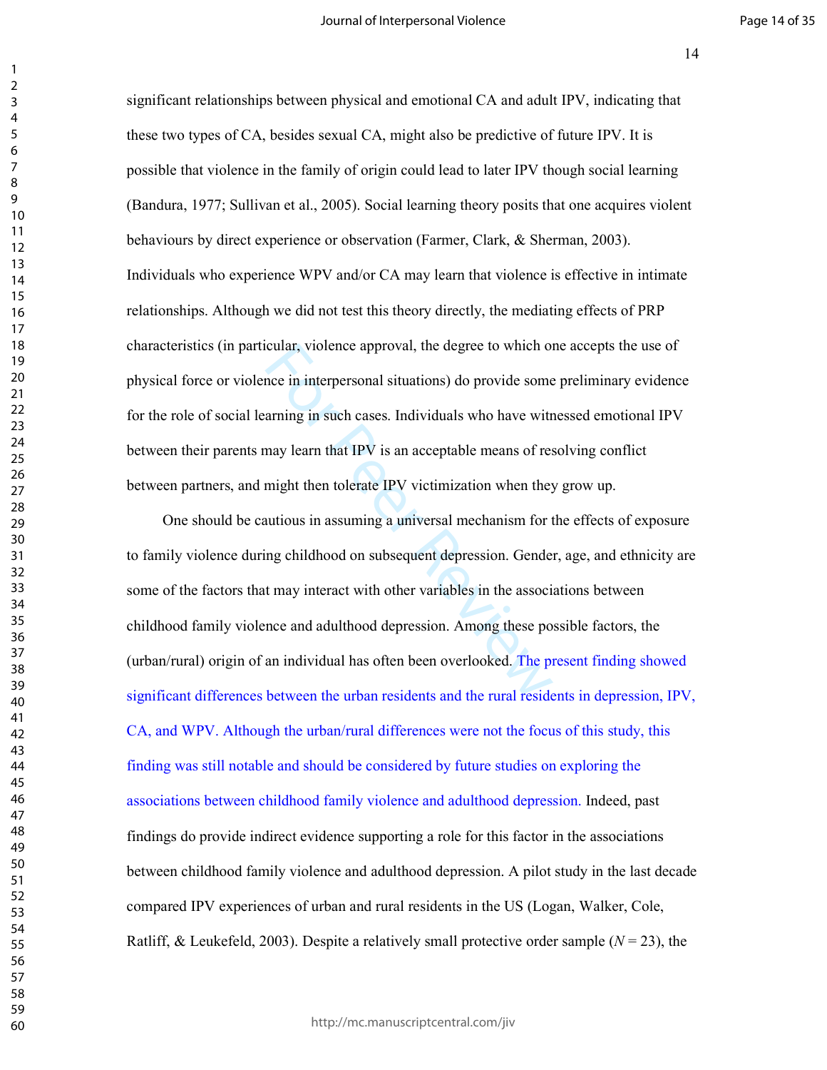significant relationships between physical and emotional CA and adult IPV, indicating that these two types of CA, besides sexual CA, might also be predictive of future IPV. It is possible that violence in the family of origin could lead to later IPV though social learning (Bandura, 1977; Sullivan et al., 2005). Social learning theory posits that one acquires violent behaviours by direct experience or observation (Farmer, Clark, & Sherman, 2003). Individuals who experience WPV and/or CA may learn that violence is effective in intimate relationships. Although we did not test this theory directly, the mediating effects of PRP characteristics (in particular, violence approval, the degree to which one accepts the use of physical force or violence in interpersonal situations) do provide some preliminary evidence for the role of social learning in such cases. Individuals who have witnessed emotional IPV between their parents may learn that IPV is an acceptable means of resolving conflict between partners, and might then tolerate IPV victimization when they grow up.

One should be cautious in assuming a universal mechanism for the effects of exposure to family violence during childhood on subsequent depression. Gender, age, and ethnicity are some of the factors that may interact with other variables in the associations between childhood family violence and adulthood depression. Among these possible factors, the (urban/rural) origin of an individual has often been overlooked. The present finding showed significant differences between the urban residents and the rural residents in depression, IPV, CA, and WPV. Although the urban/rural differences were not the focus of this study, this finding was still notable and should be considered by future studies on exploring the associations between childhood family violence and adulthood depression. Indeed, past findings do provide indirect evidence supporting a role for this factor in the associations between childhood family violence and adulthood depression. A pilot study in the last decade compared IPV experiences of urban and rural residents in the US (Logan, Walker, Cole, Ratliff, & Leukefeld, 2003). Despite a relatively small protective order sample ($N = 23$), the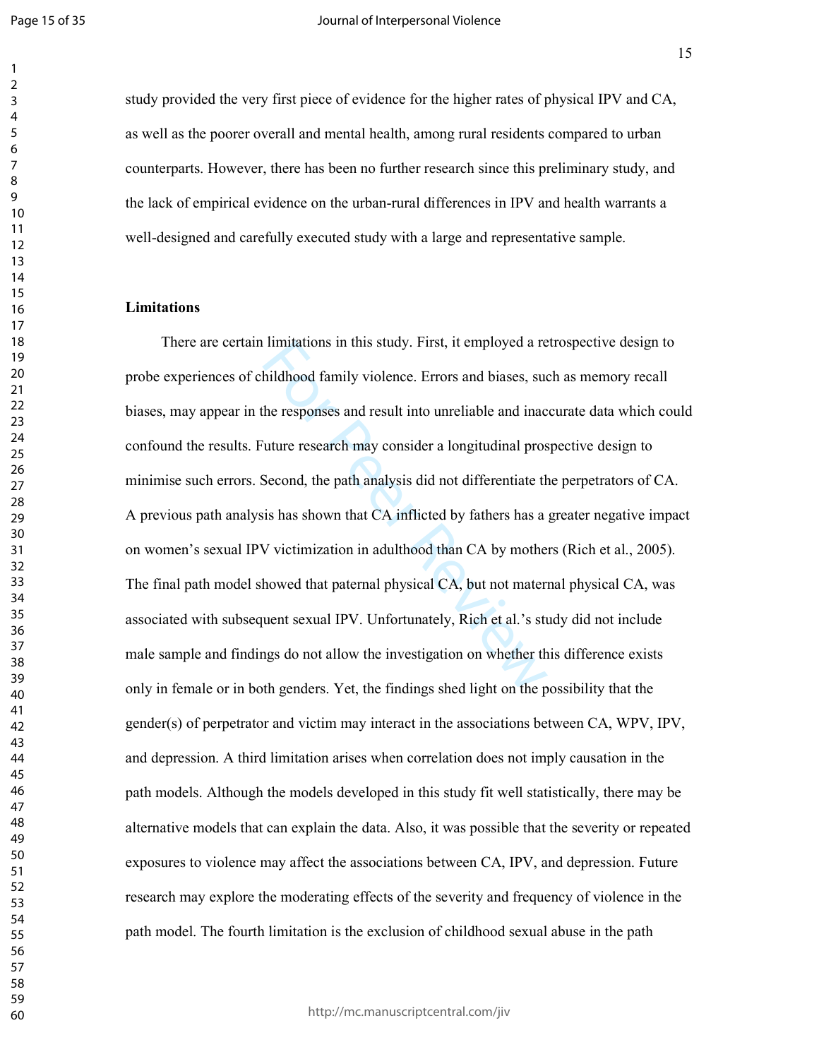study provided the very first piece of evidence for the higher rates of physical IPV and CA, as well as the poorer overall and mental health, among rural residents compared to urban counterparts. However, there has been no further research since this preliminary study, and the lack of empirical evidence on the urban-rural differences in IPV and health warrants a well-designed and carefully executed study with a large and representative sample.

## Limitations

There are certain limitations in this study. First, it employed a retrospective design to probe experiences of childhood family violence. Errors and biases, such as memory recall biases, may appear in the responses and result into unreliable and inaccurate data which could confound the results. Future research may consider a longitudinal prospective design to minimise such errors. Second, the path analysis did not differentiate the perpetrators of CA. A previous path analysis has shown that CA inflicted by fathers has a greater negative impact on women's sexual IPV victimization in adulthood than CA by mothers (Rich et al., 2005). The final path model showed that paternal physical CA, but not maternal physical CA, was associated with subsequent sexual IPV. Unfortunately, Rich et al.'s study did not include male sample and findings do not allow the investigation on whether this difference exists only in female or in both genders. Yet, the findings shed light on the possibility that the gender(s) of perpetrator and victim may interact in the associations between CA, WPV, IPV, and depression. A third limitation arises when correlation does not imply causation in the path models. Although the models developed in this study fit well statistically, there may be alternative models that can explain the data. Also, it was possible that the severity or repeated exposures to violence may affect the associations between CA, IPV, and depression. Future research may explore the moderating effects of the severity and frequency of violence in the path model. The fourth limitation is the exclusion of childhood sexual abuse in the path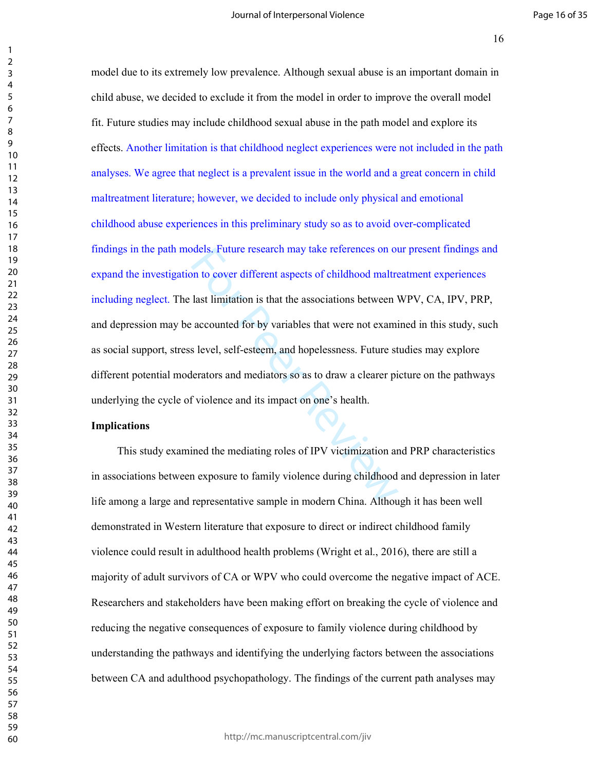model due to its extremely low prevalence. Although sexual abuse is an important domain in child abuse, we decided to exclude it from the model in order to improve the overall model fit. Future studies may include childhood sexual abuse in the path model and explore its effects. Another limitation is that childhood neglect experiences were not included in the path analyses. We agree that neglect is a prevalent issue in the world and a great concern in child maltreatment literature; however, we decided to include only physical and emotional childhood abuse experiences in this preliminary study so as to avoid over-complicated findings in the path models. Future research may take references on our present findings and expand the investigation to cover different aspects of childhood maltreatment experiences including neglect. The last limitation is that the associations between WPV, CA, IPV, PRP, and depression may be accounted for by variables that were not examined in this study, such as social support, stress level, self-esteem, and hopelessness. Future studies may explore different potential moderators and mediators so as to draw a clearer picture on the pathways underlying the cycle of violence and its impact on one's health.

**Implications**

This study examined the mediating roles of IPV victimization and PRP characteristics in associations between exposure to family violence during childhood and depression in later life among a large and representative sample in modern China. Although it has been well demonstrated in Western literature that exposure to direct or indirect childhood family violence could result in adulthood health problems (Wright et al., 2016), there are still a majority of adult survivors of CA or WPV who could overcome the negative impact of ACE. Researchers and stakeholders have been making effort on breaking the cycle of violence and reducing the negative consequences of exposure to family violence during childhood by understanding the pathways and identifying the underlying factors between the associations between CA and adulthood psychopathology. The findings of the current path analyses may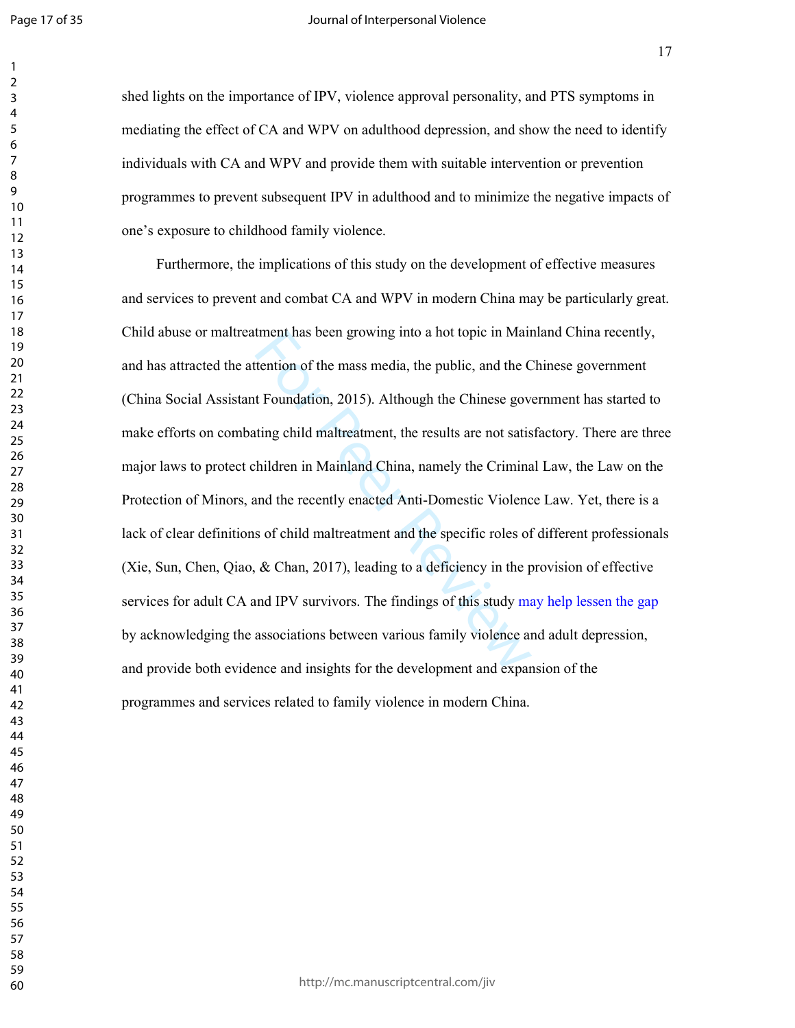shed lights on the importance of IPV, violence approval personality, and PTS symptoms in mediating the effect of CA and WPV on adulthood depression, and show the need to identify individuals with CA and WPV and provide them with suitable intervention or prevention programmes to prevent subsequent IPV in adulthood and to minimize the negative impacts of one's exposure to childhood family violence.

Furthermore, the implications of this study on the development of effective measures and services to prevent and combat CA and WPV in modern China may be particularly great. Child abuse or maltreatment has been growing into a hot topic in Mainland China recently, and has attracted the attention of the mass media, the public, and the Chinese government (China Social Assistant Foundation, 2015). Although the Chinese government has started to make efforts on combating child maltreatment, the results are not satisfactory. There are three major laws to protect children in Mainland China, namely the Criminal Law, the Law on the Protection of Minors, and the recently enacted Anti-Domestic Violence Law. Yet, there is a lack of clear definitions of child maltreatment and the specific roles of different professionals (Xie, Sun, Chen, Qiao, & Chan, 2017), leading to a deficiency in the provision of effective services for adult CA and IPV survivors. The findings of this study may help lessen the gap by acknowledging the associations between various family violence and adult depression, and provide both evidence and insights for the development and expansion of the programmes and services related to family violence in modern China.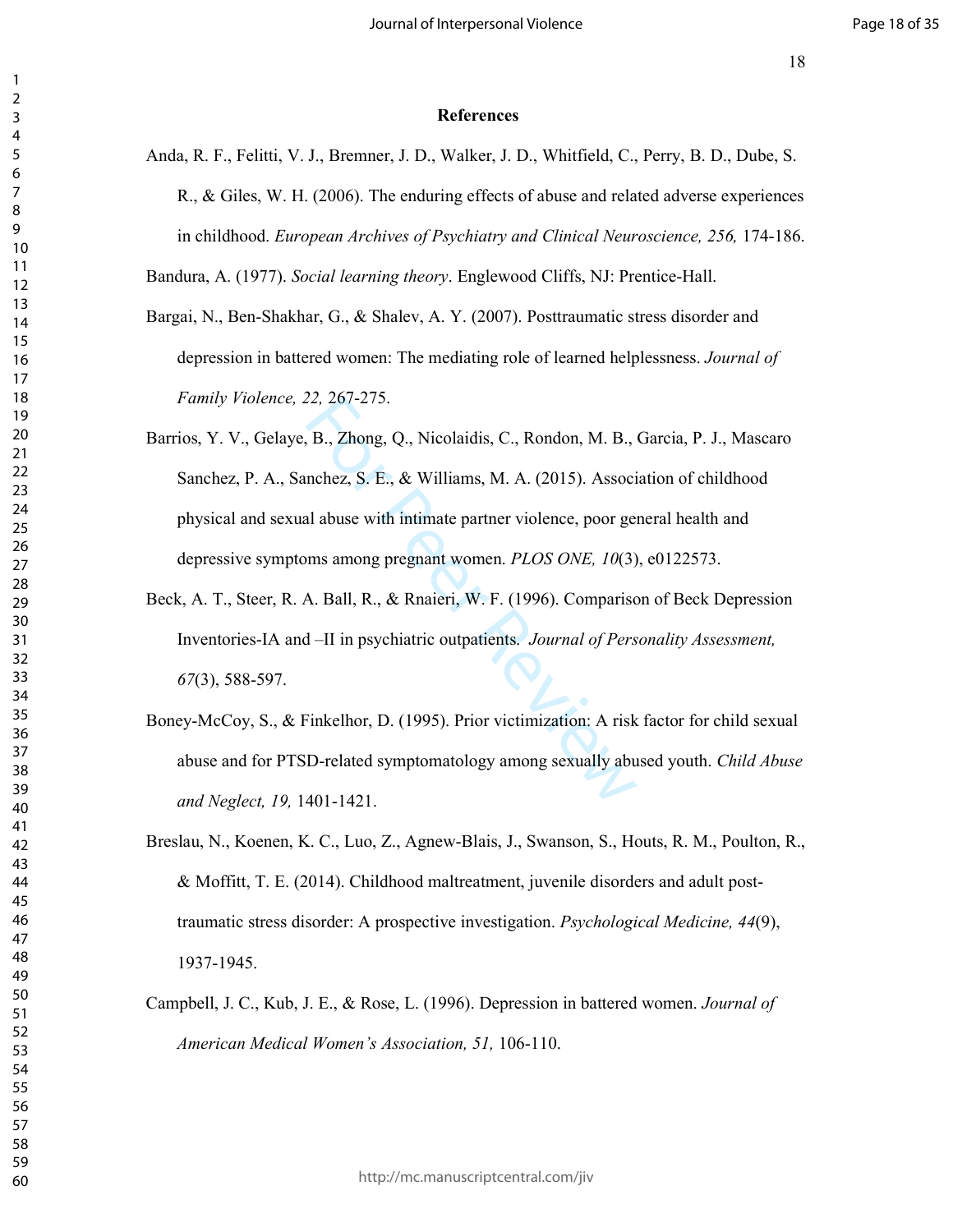# References

Anda, R. F., Felitti, V. J., Bremner, J. D., Walker, J. D., Whitfield, C., Perry, B. D., Dube, S. R., & Giles, W. H. (2006). The enduring effects of abuse and related adverse experiences in childhood. *European Archives of Psychiatry and Clinical Neuroscience, 256,* 174-186.

Bandura, A. (1977). *Social learning theory*. Englewood Cliffs, NJ: Prentice-Hall.

Bargai, N., Ben-Shakhar, G., & Shalev, A. Y. (2007). Posttraumatic stress disorder and depression in battered women: The mediating role of learned helplessness. *Journal of Family Violence, 22,* 267-275.

Barrios, Y. V., Gelaye, B., Zhong, Q., Nicolaidis, C., Rondon, M. B., Garcia, P. J., Mascaro Sanchez, P. A., Sanchez, S. E., & Williams, M. A. (2015). Association of childhood physical and sexual abuse with intimate partner violence, poor general health and depressive symptoms among pregnant women. *PLOS ONE, 10*(3), e0122573.

Beck, A. T., Steer, R. A. Ball, R., & Rnaieri, W. F. (1996). Comparison of Beck Depression Inventories-IA and –II in psychiatric outpatients. *Journal of Personality Assessment, 67*(3), 588-597.

Boney-McCoy, S., & Finkelhor, D. (1995). Prior victimization: A risk factor for child sexual abuse and for PTSD-related symptomatology among sexually abused youth. *Child Abuse and Neglect, 19,* 1401-1421.

Breslau, N., Koenen, K. C., Luo, Z., Agnew-Blais, J., Swanson, S., Houts, R. M., Poulton, R., & Moffitt, T. E. (2014). Childhood maltreatment, juvenile disorders and adult post-traumatic stress disorder: A prospective investigation. *Psychological Medicine, 44*(9), 1937-1945.

Campbell, J. C., Kub, J. E., & Rose, L. (1996). Depression in battered women. *Journal of American Medical Women's Association, 51,* 106-110.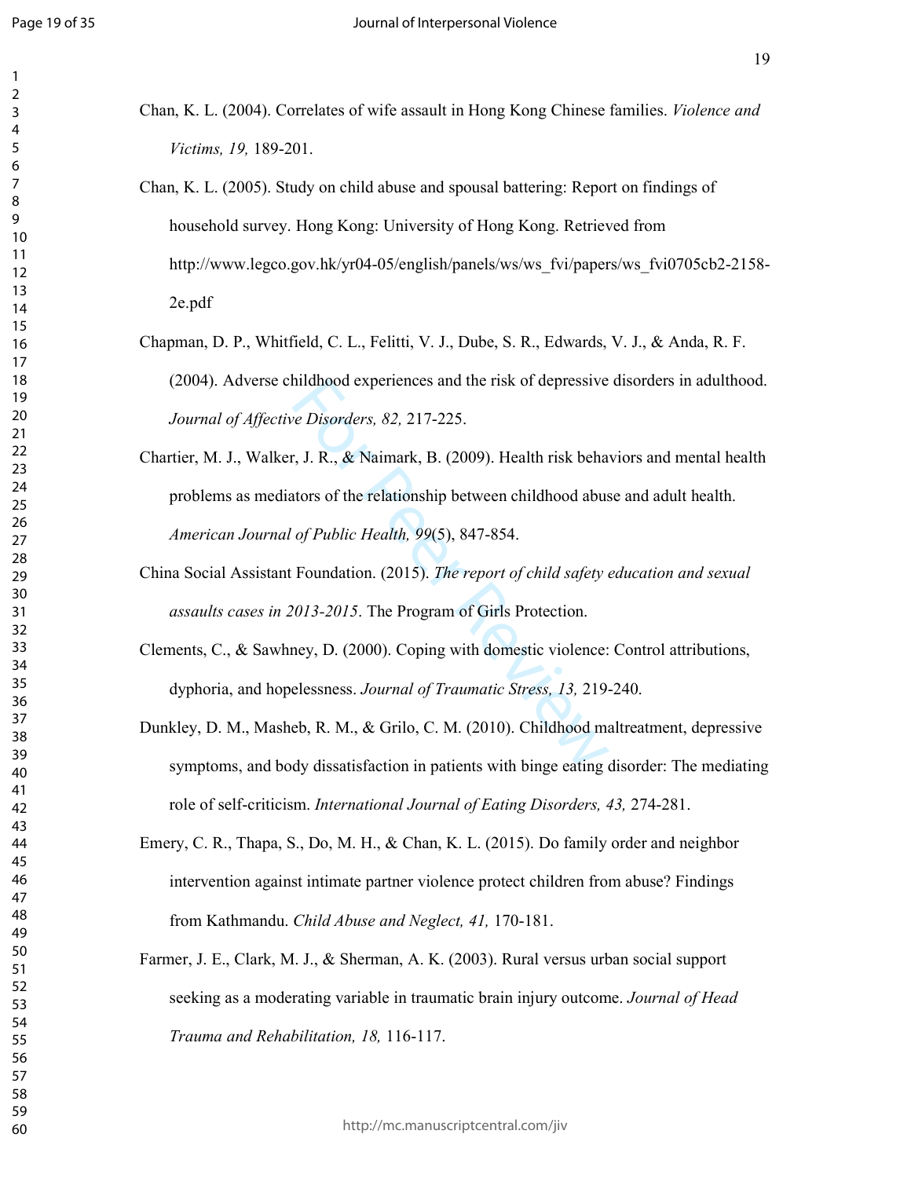Chan, K. L. (2004). Correlates of wife assault in Hong Kong Chinese families. *Violence and Victims, 19,* 189-201.

Chan, K. L. (2005). Study on child abuse and spousal battering: Report on findings of household survey. Hong Kong: University of Hong Kong. Retrieved from http://www.legco.gov.hk/yr04-05/english/panels/ws/ws_fvi/papers/ws_fvi0705cb2-2158-2e.pdf

Chapman, D. P., Whitfield, C. L., Felitti, V. J., Dube, S. R., Edwards, V. J., & Anda, R. F. (2004). Adverse childhood experiences and the risk of depressive disorders in adulthood. *Journal of Affective Disorders, 82,* 217-225.

Chartier, M. J., Walker, J. R., & Naimark, B. (2009). Health risk behaviors and mental health problems as mediators of the relationship between childhood abuse and adult health. *American Journal of Public Health, 99*(5), 847-854.

China Social Assistant Foundation. (2015). *The report of child safety education and sexual assaults cases in 2013-2015*. The Program of Girls Protection.

Clements, C., & Sawhney, D. (2000). Coping with domestic violence: Control attributions, dyphoria, and hopelessness. *Journal of Traumatic Stress, 13,* 219-240.

Dunkley, D. M., Masheb, R. M., & Grilo, C. M. (2010). Childhood maltreatment, depressive symptoms, and body dissatisfaction in patients with binge eating disorder: The mediating role of self-criticism. *International Journal of Eating Disorders, 43,* 274-281.

Emery, C. R., Thapa, S., Do, M. H., & Chan, K. L. (2015). Do family order and neighbor intervention against intimate partner violence protect children from abuse? Findings from Kathmandu. *Child Abuse and Neglect, 41,* 170-181.

Farmer, J. E., Clark, M. J., & Sherman, A. K. (2003). Rural versus urban social support seeking as a moderating variable in traumatic brain injury outcome. *Journal of Head Trauma and Rehabilitation, 18,* 116-117.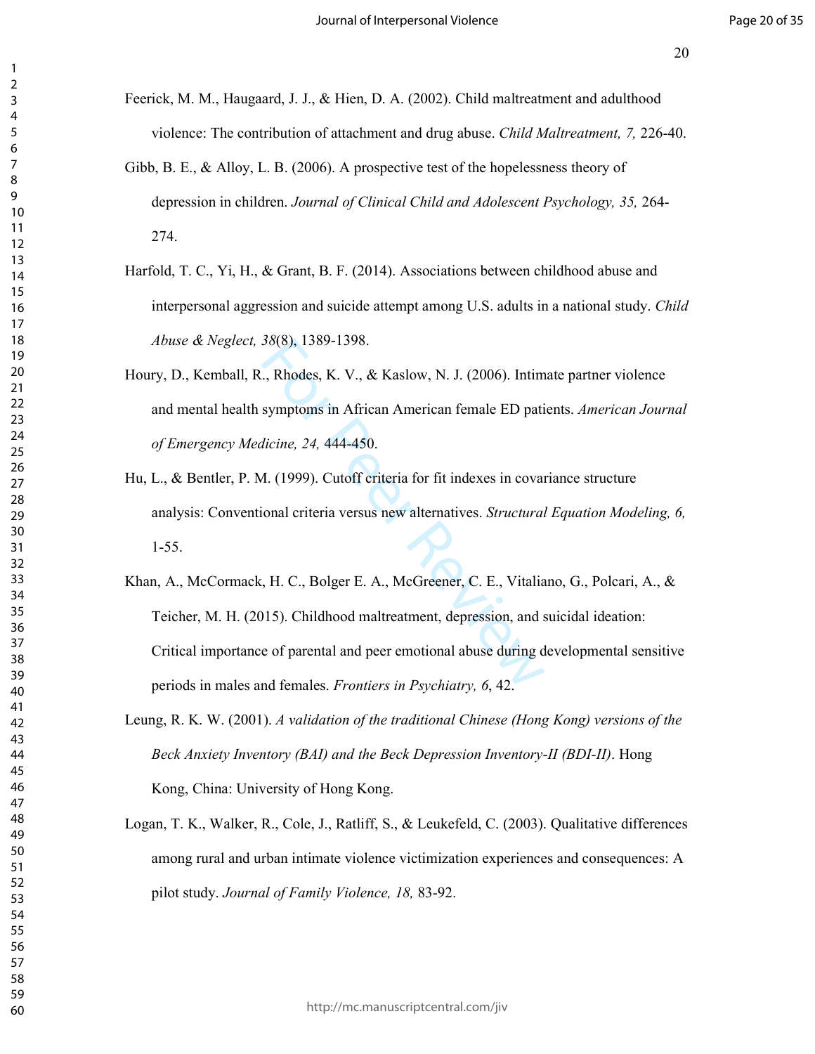Feerick, M. M., Haugaard, J. J., & Hien, D. A. (2002). Child maltreatment and adulthood violence: The contribution of attachment and drug abuse. *Child Maltreatment, 7,* 226-40.

Gibb, B. E., & Alloy, L. B. (2006). A prospective test of the hopelessness theory of depression in children. *Journal of Clinical Child and Adolescent Psychology, 35,* 264-274.

Harfold, T. C., Yi, H., & Grant, B. F. (2014). Associations between childhood abuse and interpersonal aggression and suicide attempt among U.S. adults in a national study. *Child Abuse & Neglect, 38*(8), 1389-1398.

Houry, D., Kemball, R., Rhodes, K. V., & Kaslow, N. J. (2006). Intimate partner violence and mental health symptoms in African American female ED patients. *American Journal of Emergency Medicine, 24,* 444-450.

Hu, L., & Bentler, P. M. (1999). Cutoff criteria for fit indexes in covariance structure analysis: Conventional criteria versus new alternatives. *Structural Equation Modeling, 6,* 1-55.

Khan, A., McCormack, H. C., Bolger E. A., McGreener, C. E., Vitaliano, G., Polcari, A., & Teicher, M. H. (2015). Childhood maltreatment, depression, and suicidal ideation: Critical importance of parental and peer emotional abuse during developmental sensitive periods in males and females. *Frontiers in Psychiatry, 6*, 42.

Leung, R. K. W. (2001). *A validation of the traditional Chinese (Hong Kong) versions of the Beck Anxiety Inventory (BAI) and the Beck Depression Inventory-II (BDI-II)*. Hong Kong, China: University of Hong Kong.

Logan, T. K., Walker, R., Cole, J., Ratliff, S., & Leukefeld, C. (2003). Qualitative differences among rural and urban intimate violence victimization experiences and consequences: A pilot study. *Journal of Family Violence, 18,* 83-92.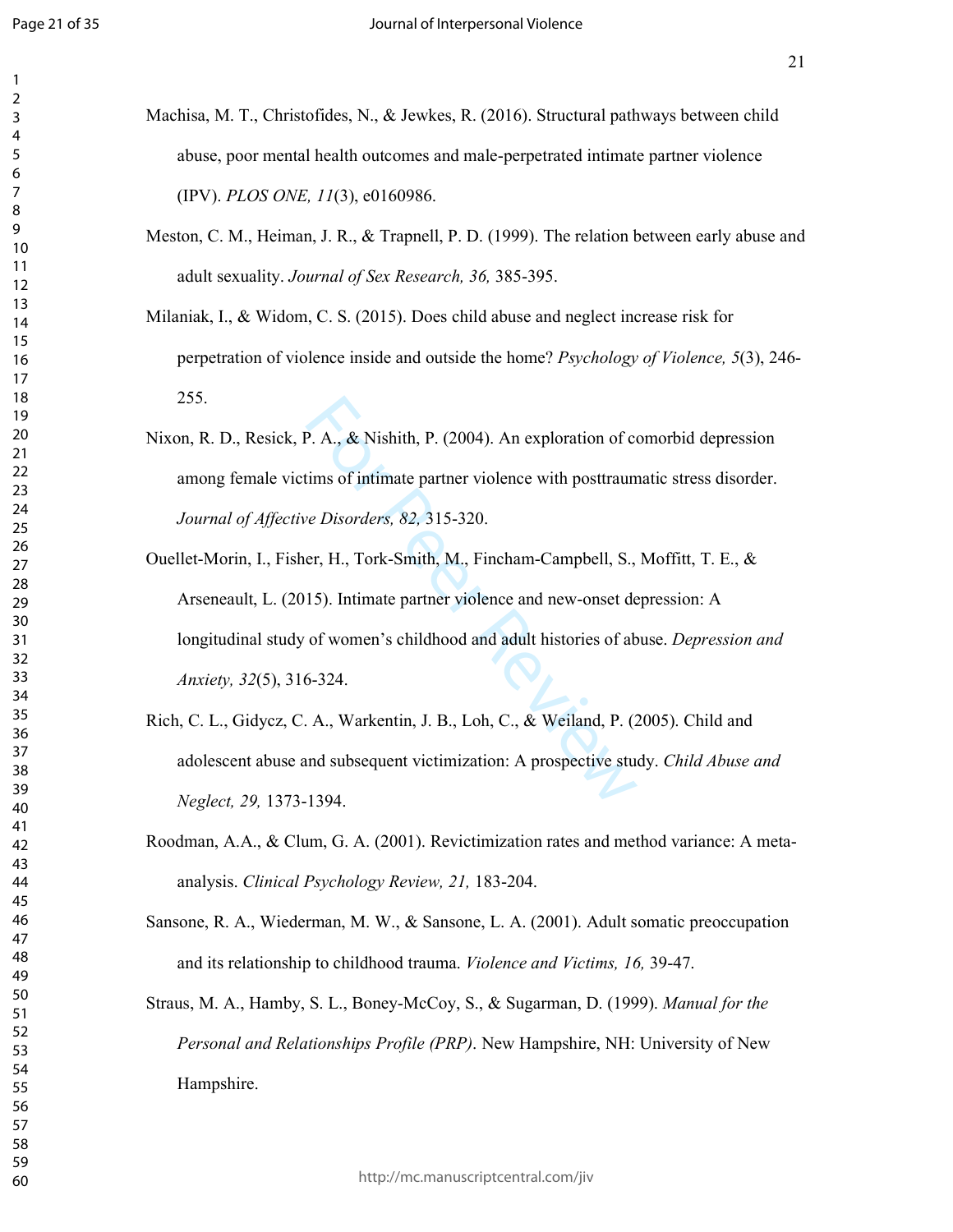Machisa, M. T., Christofides, N., & Jewkes, R. (2016). Structural pathways between child abuse, poor mental health outcomes and male-perpetrated intimate partner violence (IPV). *PLOS ONE, 11*(3), e0160986.

Meston, C. M., Heiman, J. R., & Trapnell, P. D. (1999). The relation between early abuse and adult sexuality. *Journal of Sex Research, 36,* 385-395.

Milaniak, I., & Widom, C. S. (2015). Does child abuse and neglect increase risk for perpetration of violence inside and outside the home? *Psychology of Violence, 5*(3), 246-255.

Nixon, R. D., Resick, P. A., & Nishith, P. (2004). An exploration of comorbid depression among female victims of intimate partner violence with posttraumatic stress disorder. *Journal of Affective Disorders, 82,* 315-320.

Ouellet-Morin, I., Fisher, H., Tork-Smith, M., Fincham-Campbell, S., Moffitt, T. E., & Arseneault, L. (2015). Intimate partner violence and new-onset depression: A longitudinal study of women's childhood and adult histories of abuse. *Depression and Anxiety, 32*(5), 316-324.

Rich, C. L., Gidycz, C. A., Warkentin, J. B., Loh, C., & Weiland, P. (2005). Child and adolescent abuse and subsequent victimization: A prospective study. *Child Abuse and Neglect, 29,* 1373-1394.

Roodman, A.A., & Clum, G. A. (2001). Revictimization rates and method variance: A meta-analysis. *Clinical Psychology Review, 21,* 183-204.

Sansone, R. A., Wiederman, M. W., & Sansone, L. A. (2001). Adult somatic preoccupation and its relationship to childhood trauma. *Violence and Victims, 16,* 39-47.

Straus, M. A., Hamby, S. L., Boney-McCoy, S., & Sugarman, D. (1999). *Manual for the Personal and Relationships Profile (PRP)*. New Hampshire, NH: University of New Hampshire.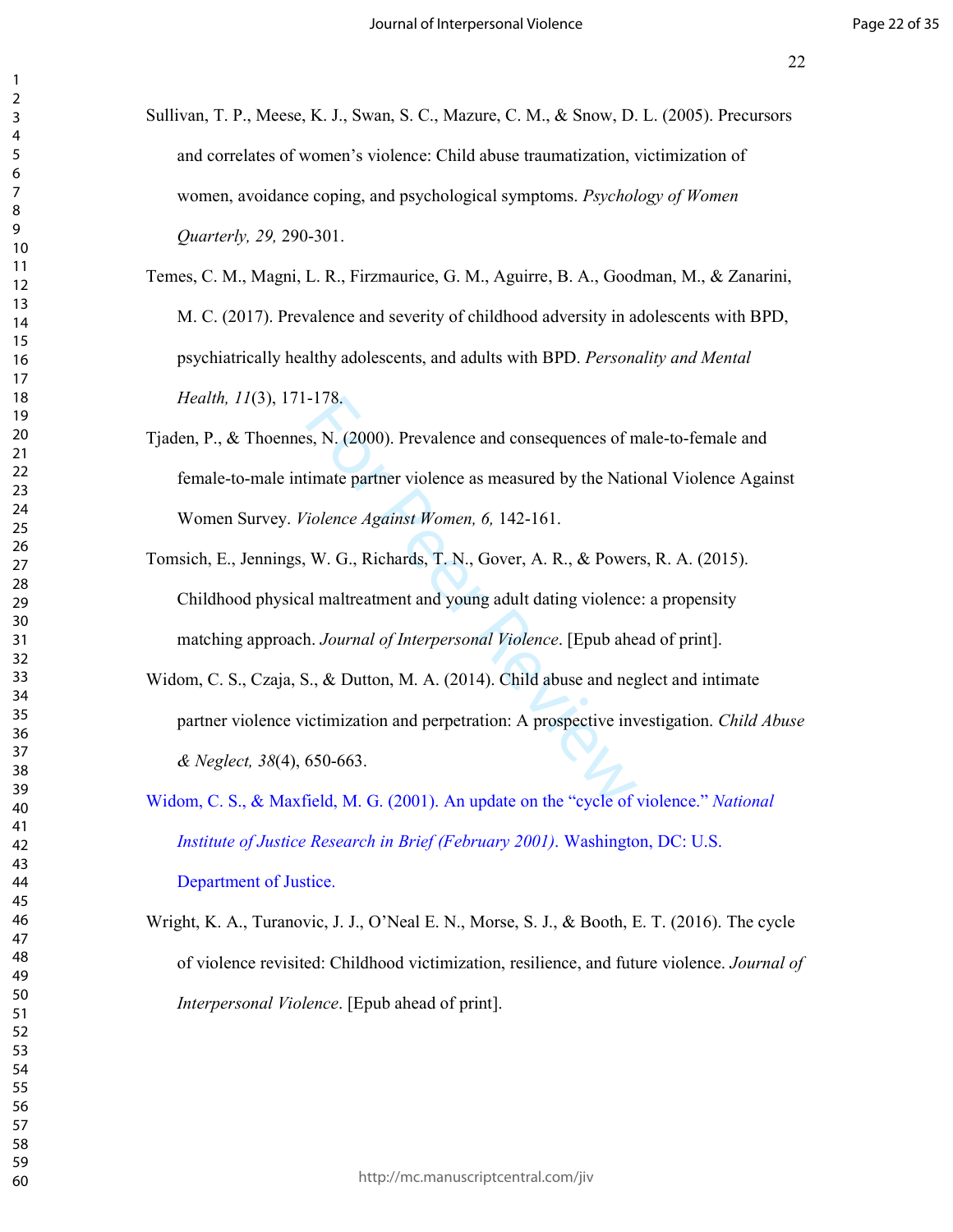Sullivan, T. P., Meese, K. J., Swan, S. C., Mazure, C. M., & Snow, D. L. (2005). Precursors and correlates of women's violence: Child abuse traumatization, victimization of women, avoidance coping, and psychological symptoms. *Psychology of Women Quarterly, 29,* 290-301.

Temes, C. M., Magni, L. R., Firzmaurice, G. M., Aguirre, B. A., Goodman, M., & Zanarini, M. C. (2017). Prevalence and severity of childhood adversity in adolescents with BPD, psychiatrically healthy adolescents, and adults with BPD. *Personality and Mental Health, 11*(3), 171-178.

Tjaden, P., & Thoennes, N. (2000). Prevalence and consequences of male-to-female and female-to-male intimate partner violence as measured by the National Violence Against Women Survey. *Violence Against Women, 6,* 142-161.

Tomsich, E., Jennings, W. G., Richards, T. N., Gover, A. R., & Powers, R. A. (2015). Childhood physical maltreatment and young adult dating violence: a propensity matching approach. *Journal of Interpersonal Violence*. [Epub ahead of print].

Widom, C. S., Czaja, S., & Dutton, M. A. (2014). Child abuse and neglect and intimate partner violence victimization and perpetration: A prospective investigation. *Child Abuse & Neglect, 38*(4), 650-663.

Widom, C. S., & Maxfield, M. G. (2001). An update on the "cycle of violence." *National Institute of Justice Research in Brief (February 2001)*. Washington, DC: U.S. Department of Justice.

Wright, K. A., Turanovic, J. J., O'Neal E. N., Morse, S. J., & Booth, E. T. (2016). The cycle of violence revisited: Childhood victimization, resilience, and future violence. *Journal of Interpersonal Violence*. [Epub ahead of print].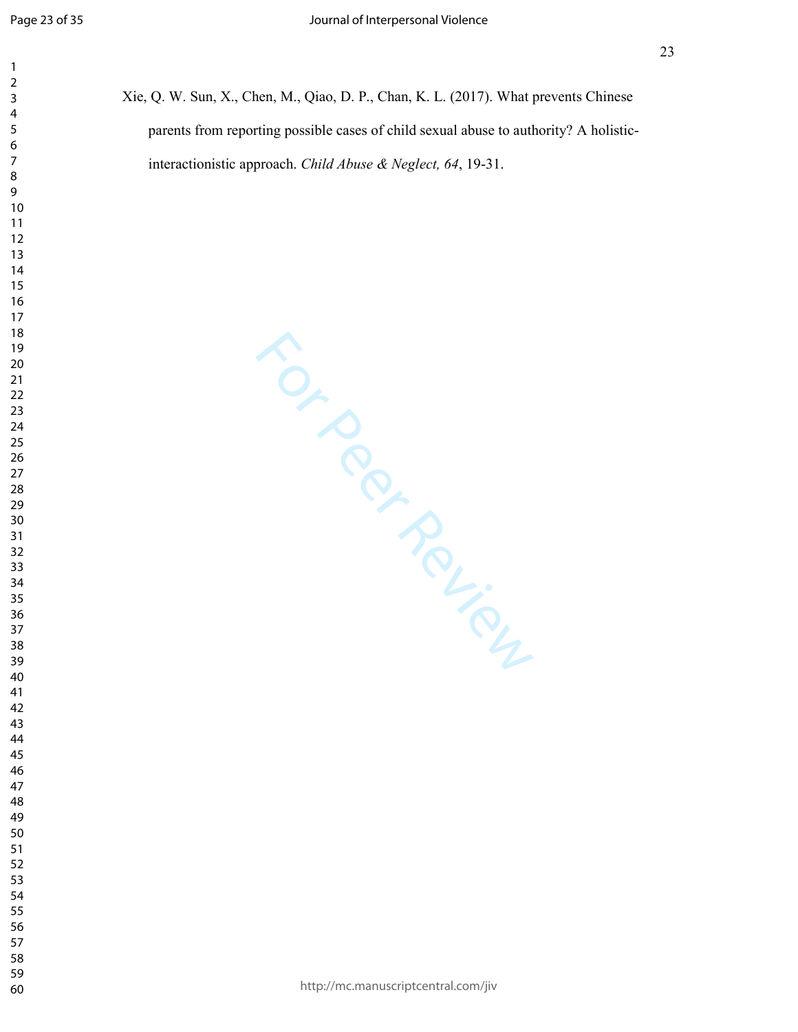Xie, Q. W. Sun, X., Chen, M., Qiao, D. P., Chan, K. L. (2017). What prevents Chinese parents from reporting possible cases of child sexual abuse to authority? A holistic-interactionistic approach. *Child Abuse & Neglect, 64*, 19-31.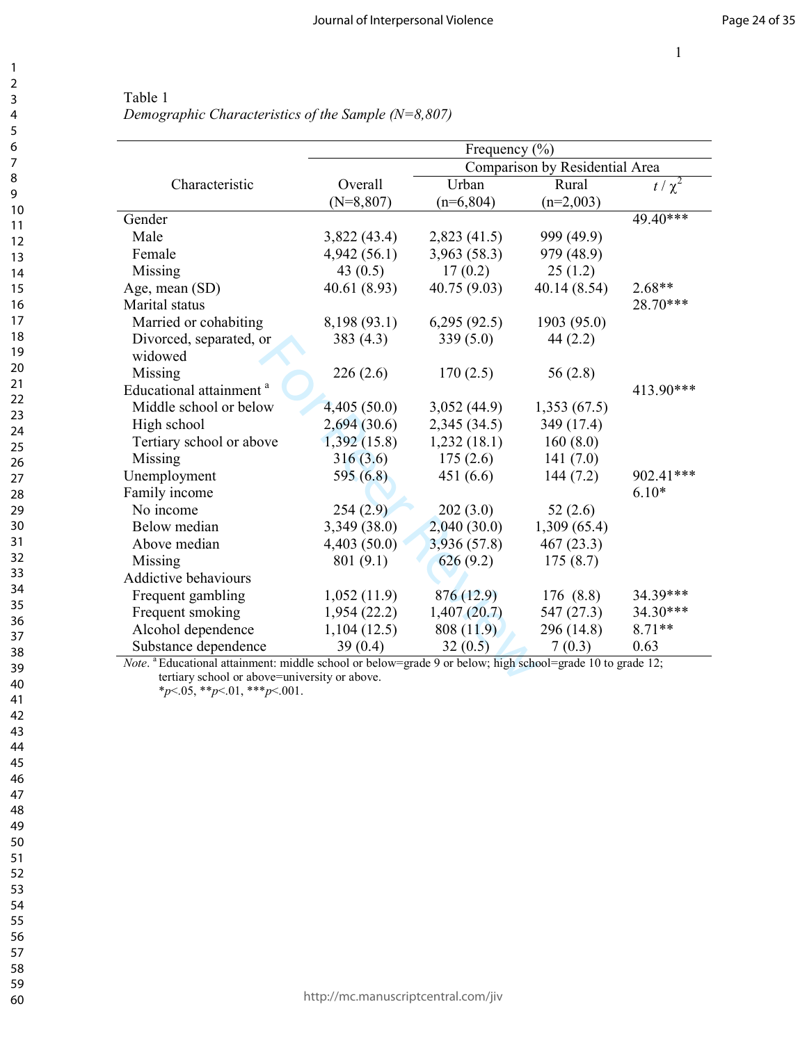Table 1
*Demographic Characteristics of the Sample (N=8,807)*

| Characteristic | Frequency (%) | | | |
|---|---|---|---|---|
| | | Comparison by Residential Area | | |
| | Overall (N=8,807) | Urban (n=6,804) | Rural (n=2,003) | $t$ / $\chi^2$ |
| Gender | | | | 49.40*** |
| Male | 3,822 (43.4) | 2,823 (41.5) | 999 (49.9) | |
| Female | 4,942 (56.1) | 3,963 (58.3) | 979 (48.9) | |
| Missing | 43 (0.5) | 17 (0.2) | 25 (1.2) | |
| Age, mean (SD) | 40.61 (8.93) | 40.75 (9.03) | 40.14 (8.54) | 2.68** |
| Marital status | | | | 28.70*** |
| Married or cohabiting | 8,198 (93.1) | 6,295 (92.5) | 1903 (95.0) | |
| Divorced, separated, or widowed | 383 (4.3) | 339 (5.0) | 44 (2.2) | |
| Missing | 226 (2.6) | 170 (2.5) | 56 (2.8) | |
| Educational attainment [a] | | | | 413.90*** |
| Middle school or below | 4,405 (50.0) | 3,052 (44.9) | 1,353 (67.5) | |
| High school | 2,694 (30.6) | 2,345 (34.5) | 349 (17.4) | |
| Tertiary school or above | 1,392 (15.8) | 1,232 (18.1) | 160 (8.0) | |
| Missing | 316 (3.6) | 175 (2.6) | 141 (7.0) | |
| Unemployment | 595 (6.8) | 451 (6.6) | 144 (7.2) | 902.41*** |
| Family income | | | | 6.10* |
| No income | 254 (2.9) | 202 (3.0) | 52 (2.6) | |
| Below median | 3,349 (38.0) | 2,040 (30.0) | 1,309 (65.4) | |
| Above median | 4,403 (50.0) | 3,936 (57.8) | 467 (23.3) | |
| Missing | 801 (9.1) | 626 (9.2) | 175 (8.7) | |
| Addictive behaviours | | | | |
| Frequent gambling | 1,052 (11.9) | 876 (12.9) | 176 (8.8) | 34.39*** |
| Frequent smoking | 1,954 (22.2) | 1,407 (20.7) | 547 (27.3) | 34.30*** |
| Alcohol dependence | 1,104 (12.5) | 808 (11.9) | 296 (14.8) | 8.71** |
| Substance dependence | 39 (0.4) | 32 (0.5) | 7 (0.3) | 0.63 |

*Note*. [a] Educational attainment: middle school or below=grade 9 or below; high school=grade 10 to grade 12; tertiary school or above=university or above.
*$p$<.05, **$p$<.01, ***$p$<.001.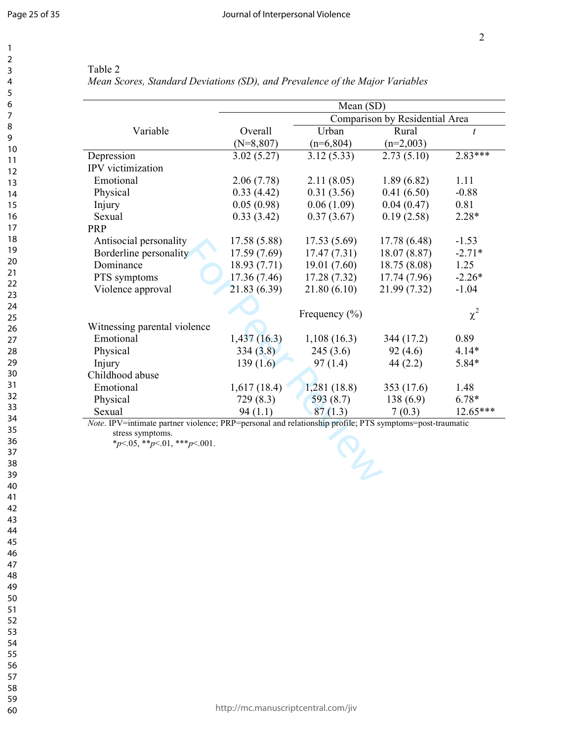Table 2

*Mean Scores, Standard Deviations (SD), and Prevalence of the Major Variables*

| Variable | Mean (SD) | | | |
|---|---|---|---|---|
| | | Comparison by Residential Area | | |
| | Overall (N=8,807) | Urban (n=6,804) | Rural (n=2,003) | *t* |
| Depression | 3.02 (5.27) | 3.12 (5.33) | 2.73 (5.10) | 2.83*** |
| IPV victimization | | | | |
| Emotional | 2.06 (7.78) | 2.11 (8.05) | 1.89 (6.82) | 1.11 |
| Physical | 0.33 (4.42) | 0.31 (3.56) | 0.41 (6.50) | -0.88 |
| Injury | 0.05 (0.98) | 0.06 (1.09) | 0.04 (0.47) | 0.81 |
| Sexual | 0.33 (3.42) | 0.37 (3.67) | 0.19 (2.58) | 2.28* |
| PRP | | | | |
| Antisocial personality | 17.58 (5.88) | 17.53 (5.69) | 17.78 (6.48) | -1.53 |
| Borderline personality | 17.59 (7.69) | 17.47 (7.31) | 18.07 (8.87) | -2.71* |
| Dominance | 18.93 (7.71) | 19.01 (7.60) | 18.75 (8.08) | 1.25 |
| PTS symptoms | 17.36 (7.46) | 17.28 (7.32) | 17.74 (7.96) | -2.26* |
| Violence approval | 21.83 (6.39) | 21.80 (6.10) | 21.99 (7.32) | -1.04 |
| | | Frequency (%) | | $\chi^2$ |
| Witnessing parental violence | | | | |
| Emotional | 1,437 (16.3) | 1,108 (16.3) | 344 (17.2) | 0.89 |
| Physical | 334 (3.8) | 245 (3.6) | 92 (4.6) | 4.14* |
| Injury | 139 (1.6) | 97 (1.4) | 44 (2.2) | 5.84* |
| Childhood abuse | | | | |
| Emotional | 1,617 (18.4) | 1,281 (18.8) | 353 (17.6) | 1.48 |
| Physical | 729 (8.3) | 593 (8.7) | 138 (6.9) | 6.78* |
| Sexual | 94 (1.1) | 87 (1.3) | 7 (0.3) | 12.65*** |

*Note*. IPV=intimate partner violence; PRP=personal and relationship profile; PTS symptoms=post-traumatic stress symptoms.
*$p$<.05, **$p$<.01, ***$p$<.001.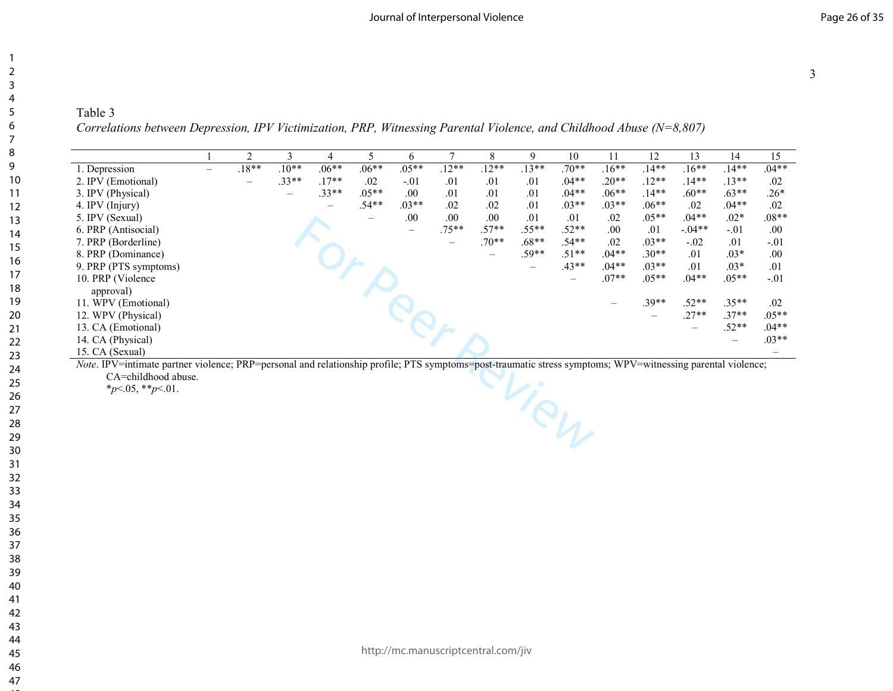Table 3

*Correlations between Depression, IPV Victimization, PRP, Witnessing Parental Violence, and Childhood Abuse (N=8,807)*

| | 1 | 2 | 3 | 4 | 5 | 6 | 7 | 8 | 9 | 10 | 11 | 12 | 13 | 14 | 15 |
|---|---|---|---|---|---|---|---|---|---|---|---|---|---|---|---|
| 1. Depression | – | .18** | .10** | .06** | .06** | .05** | .12** | .12** | .13** | .70** | .16** | .14** | .16** | .14** | .04** |
| 2. IPV (Emotional) | | – | .33** | .17** | .02 | -.01 | .01 | .01 | .01 | .04** | .20** | .12** | .14** | .13** | .02 |
| 3. IPV (Physical) | | | – | .33** | .05** | .00 | .01 | .01 | .01 | .04** | .06** | .14** | .60** | .63** | .26* |
| 4. IPV (Injury) | | | | – | .54** | .03** | .02 | .02 | .01 | .03** | .03** | .06** | .02 | .04** | .02 |
| 5. IPV (Sexual) | | | | | – | .00 | .00 | .00 | .01 | .01 | .02 | .05** | .04** | .02* | .08** |
| 6. PRP (Antisocial) | | | | | | – | .75** | .57** | .55** | .52** | .00 | .01 | -.04** | -.01 | .00 |
| 7. PRP (Borderline) | | | | | | | – | .70** | .68** | .54** | .02 | .03** | -.02 | .01 | -.01 |
| 8. PRP (Dominance) | | | | | | | | – | .59** | .51** | .04** | .30** | .01 | .03* | .00 |
| 9. PRP (PTS symptoms) | | | | | | | | | – | .43** | .04** | .03** | .01 | .03* | .01 |
| 10. PRP (Violence approval) | | | | | | | | | | – | .07** | .05** | .04** | .05** | -.01 |
| 11. WPV (Emotional) | | | | | | | | | | | – | .39** | .52** | .35** | .02 |
| 12. WPV (Physical) | | | | | | | | | | | | – | .27** | .37** | .05** |
| 13. CA (Emotional) | | | | | | | | | | | | | – | .52** | .04** |
| 14. CA (Physical) | | | | | | | | | | | | | | – | .03** |
| 15. CA (Sexual) | | | | | | | | | | | | | | | – |

*Note*. IPV=intimate partner violence; PRP=personal and relationship profile; PTS symptoms=post-traumatic stress symptoms; WPV=witnessing parental violence; CA=childhood abuse.
*$p$<.05, **$p$<.01.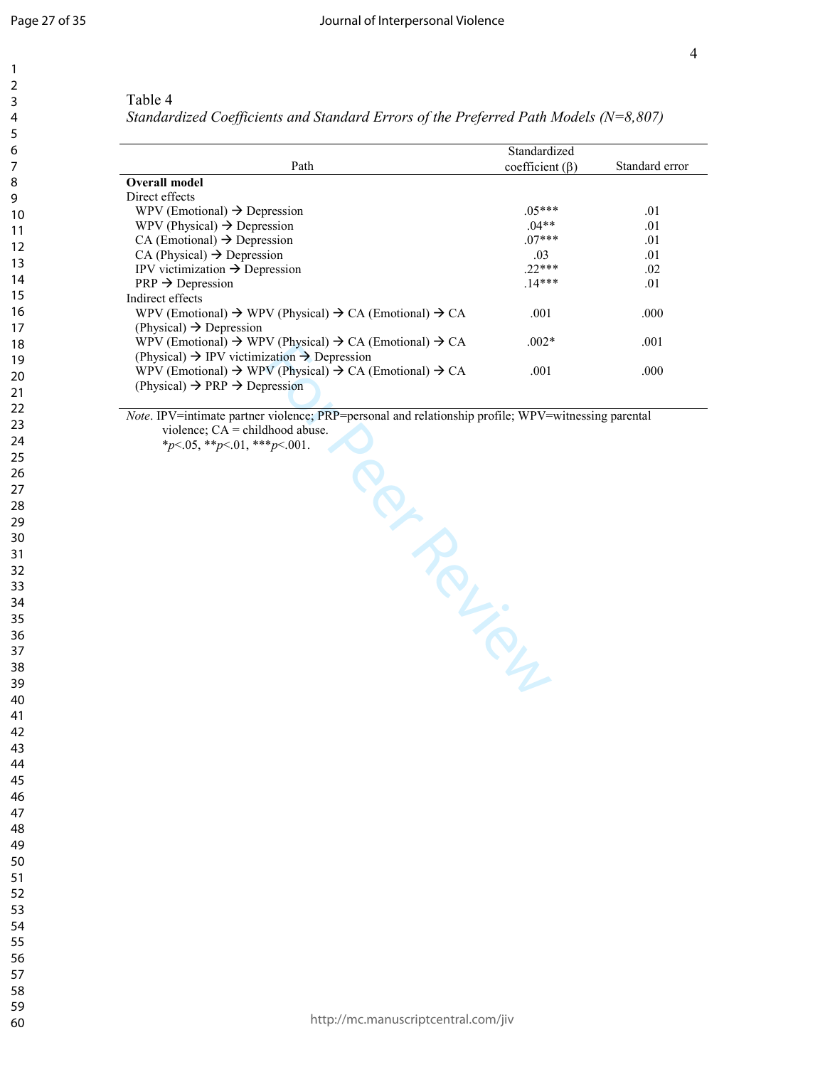Table 4

*Standardized Coefficients and Standard Errors of the Preferred Path Models (N=8,807)*

| Path | Standardized coefficient (β) | Standard error |
|---|---|---|
| **Overall model** | | |
| Direct effects | | |
| WPV (Emotional) → Depression | .05*** | .01 |
| WPV (Physical) → Depression | .04** | .01 |
| CA (Emotional) → Depression | .07*** | .01 |
| CA (Physical) → Depression | .03 | .01 |
| IPV victimization → Depression | .22*** | .02 |
| PRP → Depression | .14*** | .01 |
| Indirect effects | | |
| WPV (Emotional) → WPV (Physical) → CA (Emotional) → CA (Physical) → Depression | .001 | .000 |
| WPV (Emotional) → WPV (Physical) → CA (Emotional) → CA (Physical) → IPV victimization → Depression | .002* | .001 |
| WPV (Emotional) → WPV (Physical) → CA (Emotional) → CA (Physical) → PRP → Depression | .001 | .000 |

*Note*. IPV=intimate partner violence; PRP=personal and relationship profile; WPV=witnessing parental violence; CA = childhood abuse.
*$p$<.05, **$p$<.01, ***$p$<.001.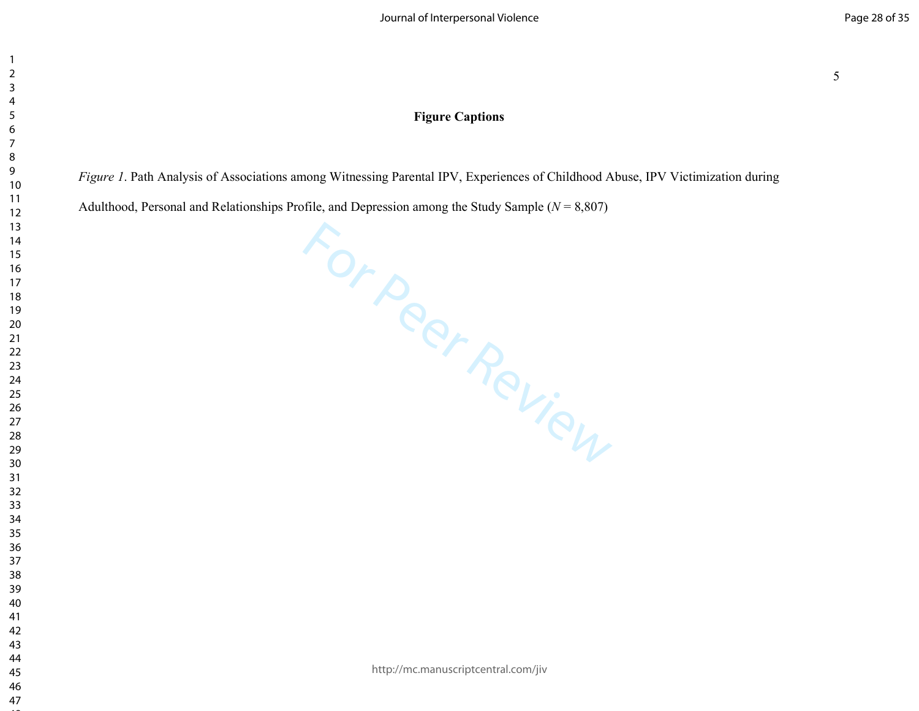**Figure Captions**

*Figure 1*. Path Analysis of Associations among Witnessing Parental IPV, Experiences of Childhood Abuse, IPV Victimization during Adulthood, Personal and Relationships Profile, and Depression among the Study Sample (*N* = 8,807)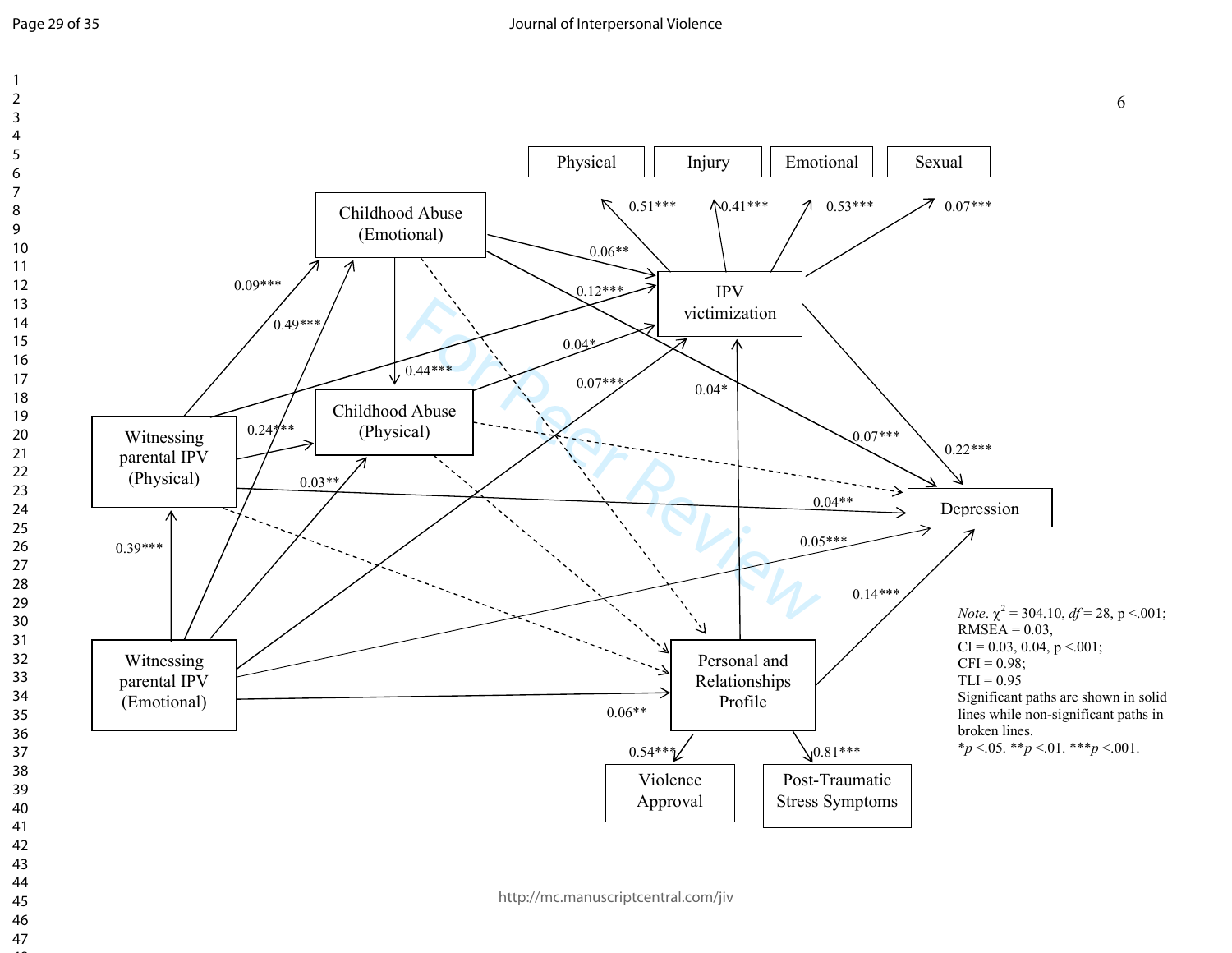6

Physical

Injury

Emotional

Sexual

0.51***

0.41***

0.53***

0.07***

Childhood Abuse (Emotional)

0.06**

0.12***

IPV victimization

0.09***

0.49***

0.04*

0.44***

0.07***

0.04*

Witnessing parental IPV (Physical)

0.24***

Childhood Abuse (Physical)

0.07***

0.22***

0.03**

0.04**

Depression

0.39***

0.05***

0.14***

Witnessing parental IPV (Emotional)

Personal and Relationships Profile

0.06**

0.54***

0.81***

Violence Approval

Post-Traumatic Stress Symptoms

*Note*. $\chi^2$ = 304.10, *df* = 28, p <.001;
RMSEA = 0.03,
CI = 0.03, 0.04, p <.001;
CFI = 0.98;
TLI = 0.95
Significant paths are shown in solid lines while non-significant paths in broken lines.
*$p$ <.05. **$p$ <.01. ***$p$ <.001.